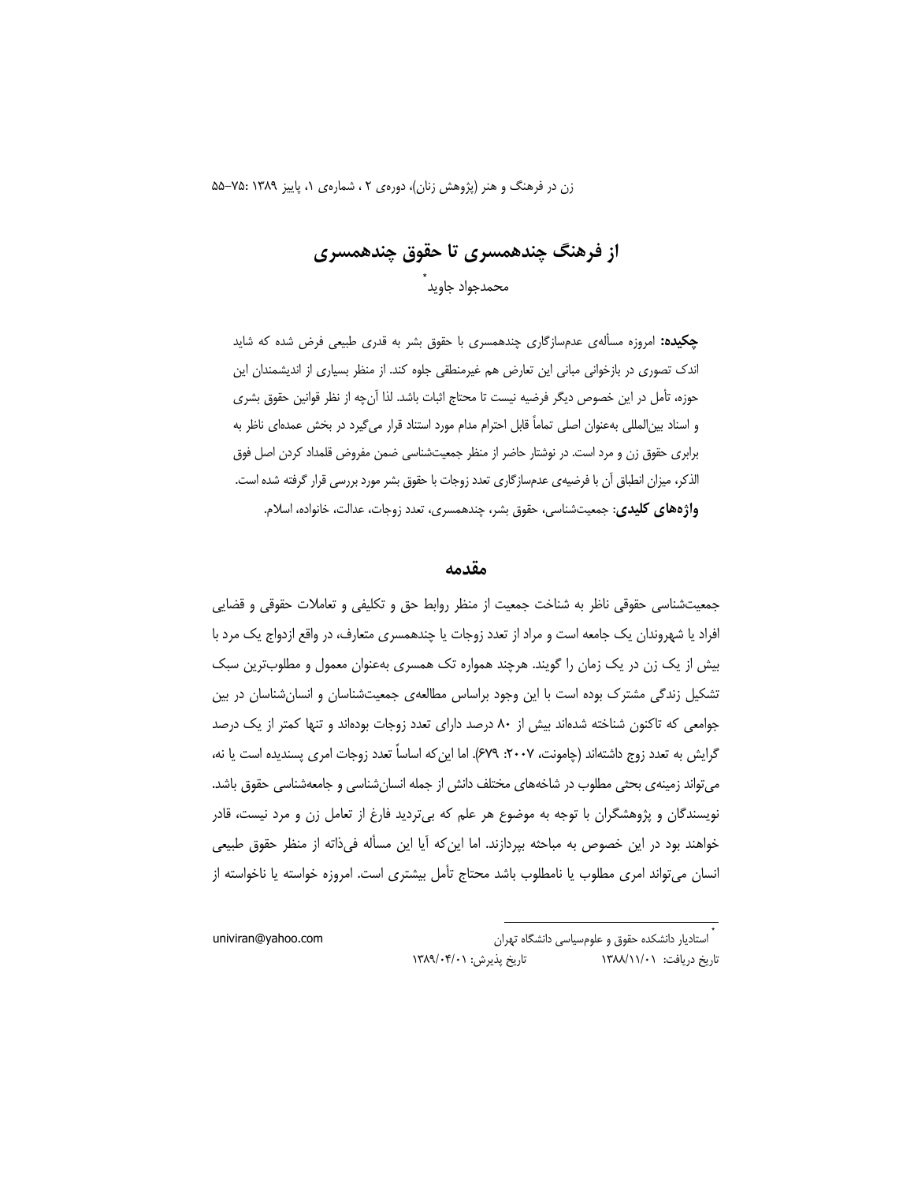# از فرهنگ چندهمسری تا حقوق چندهمسری

محمدجواد جاوید [*]

**چکیده:** امروزه مسأله‌ی عدم‌سازگاری چندهمسری با حقوق بشر به قدری طبیعی فرض شده که شاید اندک تصوری در بازخوانی مبانی این تعارض هم غیرمنطقی جلوه کند. از منظر بسیاری از اندیشمندان این حوزه، تأمل در این خصوص دیگر فرضیه نیست تا محتاج اثبات باشد. لذا آن‌چه از نظر قوانین حقوق بشری و اسناد بین‌المللی به‌عنوان اصلی تماماً قابل احترام مدام مورد استناد قرار می‌گیرد در بخش عمده‌ای ناظر به برابری حقوق زن و مرد است. در نوشتار حاضر از منظر جمعیت‌شناسی ضمن مفروض قلمداد کردن اصل فوق الذکر، میزان انطباق آن با فرضیه‌ی عدم‌سازگاری تعدد زوجات با حقوق بشر مورد بررسی قرار گرفته شده است.

**واژه‌های کلیدی**: جمعیت‌شناسی، حقوق بشر، چندهمسری، تعدد زوجات، عدالت، خانواده، اسلام.

## مقدمه

جمعیت‌شناسی حقوقی ناظر به شناخت جمعیت از منظر روابط حق و تکلیفی و تعاملات حقوقی و قضایی افراد یا شهروندان یک جامعه است و مراد از تعدد زوجات یا چندهمسری متعارف، در واقع ازدواج یک مرد با بیش از یک زن در یک زمان را گویند. هرچند همواره تک همسری به‌عنوان معمول و مطلوب‌ترین سبک تشکیل زندگی مشترک بوده است با این وجود براساس مطالعه‌ی جمعیت‌شناسان و انسان‌شناسان در بین جوامعی که تاکنون شناخته شده‌اند بیش از ۸۰ درصد دارای تعدد زوجات بوده‌اند و تنها کمتر از یک درصد گرایش به تعدد زوج داشته‌اند (چامونت، ۲۰۰۷: ۶۷۹). اما این‌که اساساً تعدد زوجات امری پسندیده است یا نه، می‌تواند زمینه‌ی بحثی مطلوب در شاخه‌های مختلف دانش از جمله انسان‌شناسی و جامعه‌شناسی حقوق باشد. نویسندگان و پژوهشگران با توجه به موضوع هر علم که بی‌تردید فارغ از تعامل زن و مرد نیست، قادر خواهند بود در این خصوص به مباحثه بپردازند. اما این‌که آیا این مسأله فی‌ذاته از منظر حقوق طبیعی انسان می‌تواند امری مطلوب یا نامطلوب باشد محتاج تأمل بیشتری است. امروزه خواسته یا ناخواسته از

---

[*] استادیار دانشکده حقوق و علوم‌سیاسی دانشگاه تهران univiran@yahoo.com

تاریخ دریافت: ۱۳۸۸/۱۱/۰۱ تاریخ پذیرش: ۱۳۸۹/۰۴/۰۱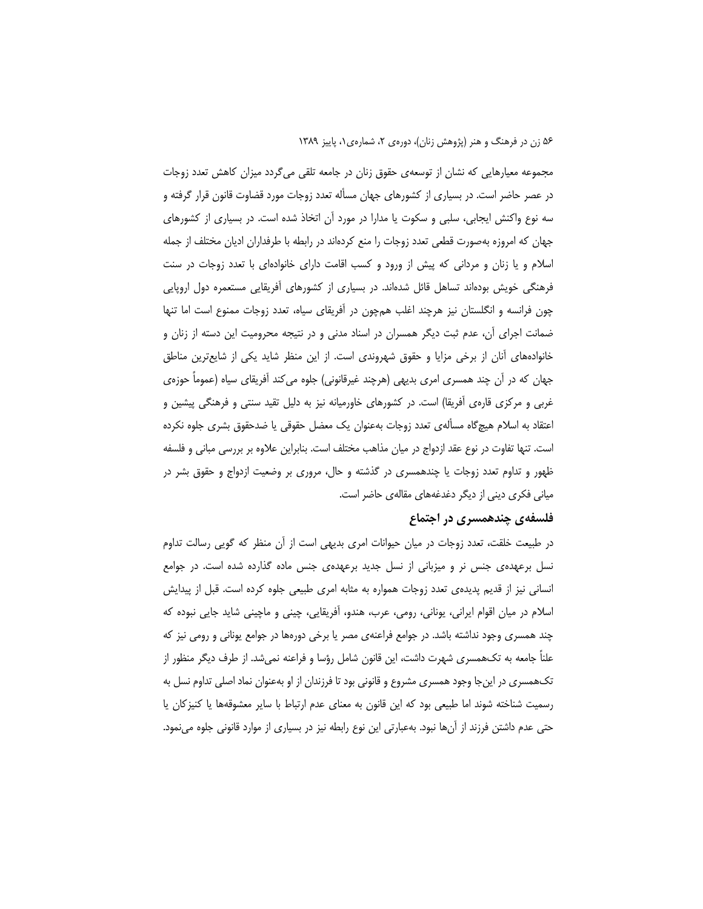مجموعه معیارهایی که نشان از توسعه‌ی حقوق زنان در جامعه تلقی می‌گردد میزان کاهش تعدد زوجات در عصر حاضر است. در بسیاری از کشورهای جهان مسأله تعدد زوجات مورد قضاوت قانون قرار گرفته و سه نوع واکنش ایجابی، سلبی و سکوت یا مدارا در مورد آن اتخاذ شده است. در بسیاری از کشورهای جهان که امروزه به‌صورت قطعی تعدد زوجات را منع کرده‌اند در رابطه با طرفداران ادیان مختلف از جمله اسلام و یا زنان و مردانی که پیش از ورود و کسب اقامت دارای خانواده‌ای با تعدد زوجات در سنت فرهنگی خویش بوده‌اند تساهل قائل شده‌اند. در بسیاری از کشورهای آفریقایی مستعمره دول اروپایی چون فرانسه و انگلستان نیز هرچند اغلب هم‌چون در آفریقای سیاه، تعدد زوجات ممنوع است اما تنها ضمانت اجرای آن، عدم ثبت دیگر همسران در اسناد مدنی و در نتیجه محرومیت این دسته از زنان و خانواده‌های آنان از برخی مزایا و حقوق شهروندی است. از این منظر شاید یکی از شایع‌ترین مناطق جهان که در آن چند همسری امری بدیهی (هرچند غیرقانونی) جلوه می‌کند آفریقای سیاه (عموماً حوزه‌ی غربی و مرکزی قاره‌ی آفریقا) است. در کشورهای خاورمیانه نیز به دلیل تقید سنتی و فرهنگی پیشین و اعتقاد به اسلام هیچ‌گاه مسأله‌ی تعدد زوجات به‌عنوان یک معضل حقوقی یا ضدحقوق بشری جلوه نکرده است. تنها تفاوت در نوع عقد ازدواج در میان مذاهب مختلف است. بنابراین علاوه بر بررسی مبانی و فلسفه ظهور و تداوم تعدد زوجات یا چندهمسری در گذشته و حال، مروری بر وضعیت ازدواج و حقوق بشر در مبانی فکری دینی از دیگر دغدغه‌های مقاله‌ی حاضر است.

### فلسفه‌ی چندهمسری در اجتماع

در طبیعت خلقت، تعدد زوجات در میان حیوانات امری بدیهی است از آن منظر که گویی رسالت تداوم نسل برعهده‌ی جنس نر و میزبانی از نسل جدید برعهده‌ی جنس ماده گذارده شده است. در جوامع انسانی نیز از قدیم پدیده‌ی تعدد زوجات همواره به مثابه امری طبیعی جلوه کرده است. قبل از پیدایش اسلام در میان اقوام ایرانی، یونانی، رومی، عرب، هندو، آفریقایی، چینی و ماچینی شاید جایی نبوده که چند همسری وجود نداشته باشد. در جوامع فراعنه‌ی مصر یا برخی دوره‌ها در جوامع یونانی و رومی نیز که علناً جامعه به تک‌همسری شهرت داشت، این قانون شامل رؤسا و فراعنه نمی‌شد. از طرف دیگر منظور از تک‌همسری در این‌جا وجود همسری مشروع و قانونی بود تا فرزندان از او به‌عنوان نماد اصلی تداوم نسل به رسمیت شناخته شوند اما طبیعی بود که این قانون به معنای عدم ارتباط با سایر معشوقه‌ها یا کنیزکان یا حتی عدم داشتن فرزند از آن‌ها نبود. به‌عبارتی این نوع رابطه نیز در بسیاری از موارد قانونی جلوه می‌نمود.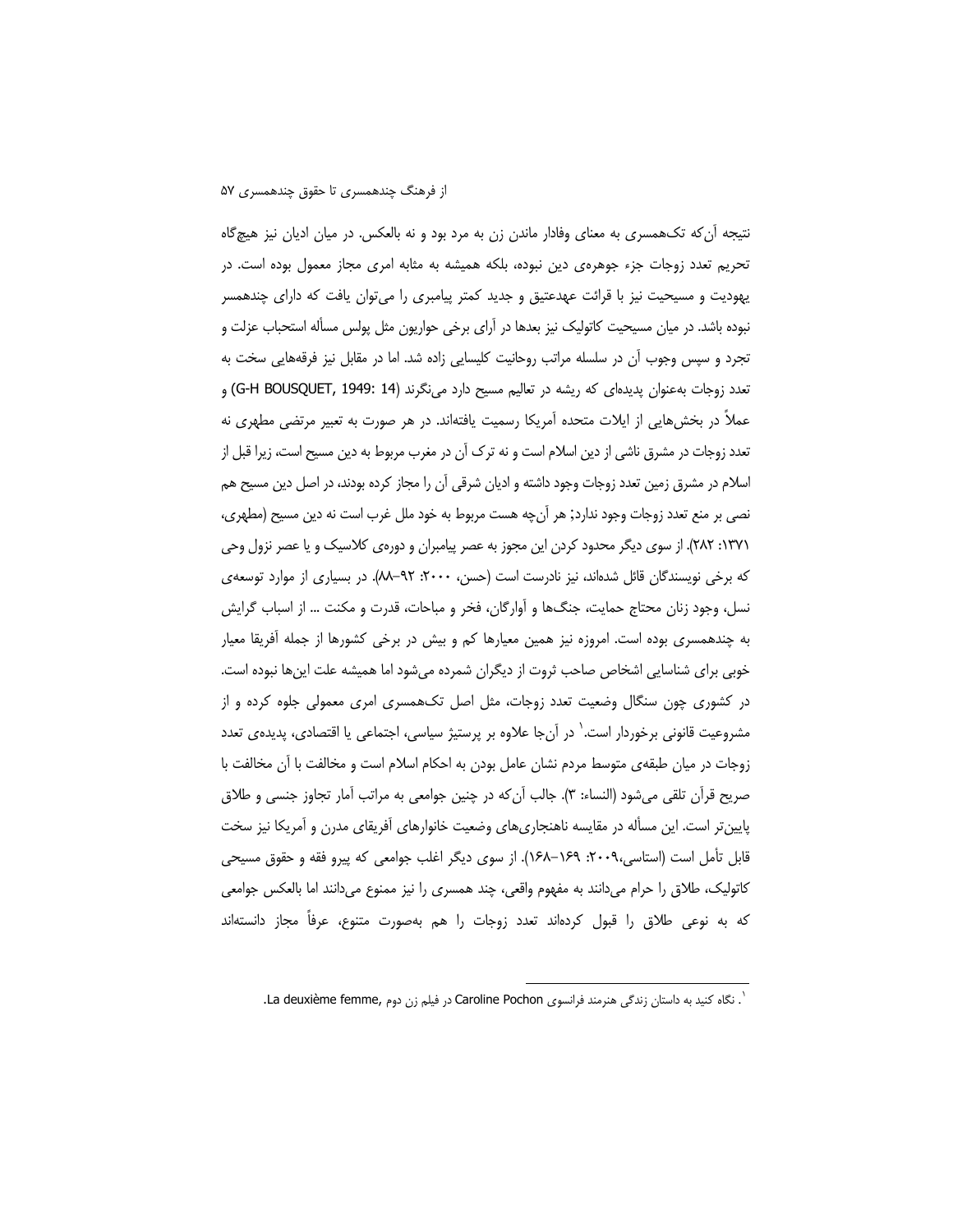نتیجه آن‌که تک‌همسری به معنای وفادار ماندن زن به مرد بود و نه بالعکس. در میان ادیان نیز هیچ‌گاه تحریم تعدد زوجات جزء جوهره‌ی دین نبوده، بلکه همیشه به مثابه امری مجاز معمول بوده است. در یهودیت و مسیحیت نیز با قرائت عهدعتیق و جدید کمتر پیامبری را می‌توان یافت که دارای چندهمسر نبوده باشد. در میان مسیحیت کاتولیک نیز بعدها در آرای برخی حواریون مثل پولس مسأله استحباب عزلت و تجرد و سپس وجوب آن در سلسله مراتب روحانیت کلیسایی زاده شد. اما در مقابل نیز فرقه‌هایی سخت به تعدد زوجات به‌عنوان پدیده‌ای که ریشه در تعالیم مسیح دارد می‌نگرند (G-H BOUSQUET, 1949: 14) و عملاً در بخش‌هایی از ایالات متحده آمریکا رسمیت یافته‌اند. در هر صورت به تعبیر مرتضی مطهری نه تعدد زوجات در مشرق ناشی از دین اسلام است و نه ترک آن در مغرب مربوط به دین مسیح است، زیرا قبل از اسلام در مشرق زمین تعدد زوجات وجود داشته و ادیان شرقی آن را مجاز کرده بودند، در اصل دین مسیح هم نصی بر منع تعدد زوجات وجود ندارد؛ هر آن‌چه هست مربوط به خود ملل غرب است نه دین مسیح (مطهری، ۱۳۷۱: ۲۸۲). از سوی دیگر محدود کردن این مجوز به عصر پیامبران و دوره‌ی کلاسیک و یا عصر نزول وحی که برخی نویسندگان قائل شده‌اند، نیز نادرست است (حسن، ۲۰۰۰: ۹۲–۸۸). در بسیاری از موارد توسعه‌ی نسل، وجود زنان محتاج حمایت، جنگ‌ها و آوارگان، فخر و مباحات، قدرت و مکنت ... از اسباب گرایش به چندهمسری بوده است. امروزه نیز همین معیارها کم و بیش در برخی کشورها از جمله آفریقا معیار خوبی برای شناسایی اشخاص صاحب ثروت از دیگران شمرده می‌شود اما همیشه علت این‌ها نبوده است. در کشوری چون سنگال وضعیت تعدد زوجات، مثل اصل تک‌همسری امری معمولی جلوه کرده و از مشروعیت قانونی برخوردار است.[1] در آن‌جا علاوه بر پرستیژ سیاسی، اجتماعی یا اقتصادی، پدیده‌ی تعدد زوجات در میان طبقه‌ی متوسط مردم نشان عامل بودن به احکام اسلام است و مخالفت با آن مخالفت با صریح قرآن تلقی می‌شود (النساء: ۳). جالب آن‌که در چنین جوامعی به مراتب آمار تجاوز جنسی و طلاق پایین‌تر است. این مسأله در مقایسه ناهنجاری‌های وضعیت خانوارهای آفریقای مدرن و آمریکا نیز سخت قابل تأمل است (استاسی،۲۰۰۹: ۱۶۹–۱۶۸). از سوی دیگر اغلب جوامعی که پیرو فقه و حقوق مسیحی کاتولیک، طلاق را حرام می‌دانند به مفهوم واقعی، چند همسری را نیز ممنوع می‌دانند اما بالعکس جوامعی که به نوعی طلاق را قبول کرده‌اند تعدد زوجات را هم به‌صورت متنوع، عرفاً مجاز دانسته‌اند

---

[1]. نگاه کنید به داستان زندگی هنرمند فرانسوی Caroline Pochon در فیلم زن دوم ,La deuxième femme.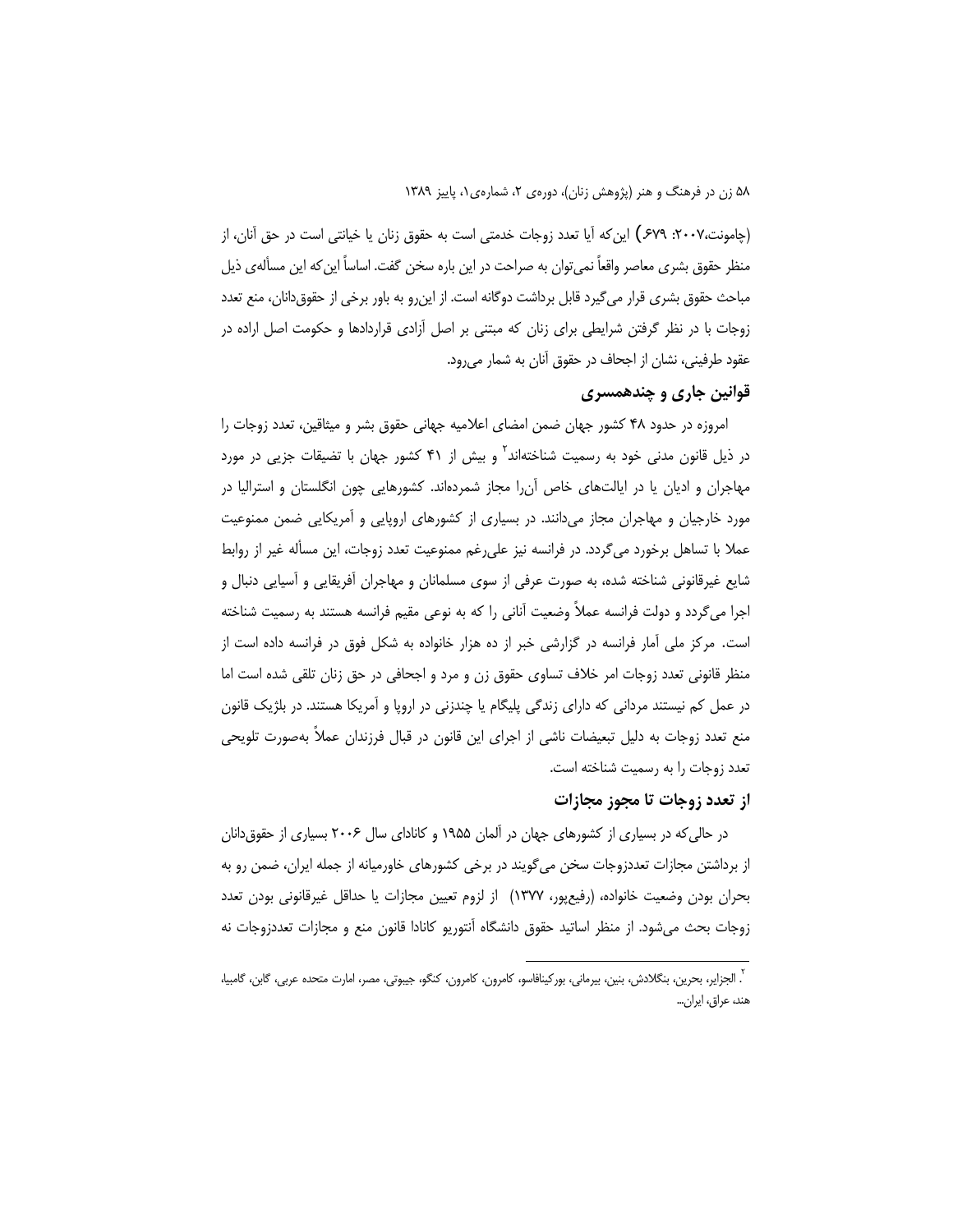(چامونت،۲۰۰۷: ۶۷۹) این‌که آیا تعدد زوجات خدمتی است به حقوق زنان یا خیانتی است در حق آنان، از منظر حقوق بشری معاصر واقعاً نمی‌توان به صراحت در این باره سخن گفت. اساساً این‌که این مسأله‌ی ذیل مباحث حقوق بشری قرار می‌گیرد قابل برداشت دوگانه است. از این‌رو به باور برخی از حقوق‌دانان، منع تعدد زوجات با در نظر گرفتن شرایطی برای زنان که مبتنی بر اصل آزادی قراردادها و حکومت اصل اراده در عقود طرفینی، نشان از اجحاف در حقوق آنان به شمار می‌رود.

## قوانین جاری و چندهمسری

امروزه در حدود ۴۸ کشور جهان ضمن امضای اعلامیه جهانی حقوق بشر و میثاقین، تعدد زوجات را در ذیل قانون مدنی خود به رسمیت شناخته‌اند[۲] و بیش از ۴۱ کشور جهان با تضیقات جزیی در مورد مهاجران و ادیان یا در ایالت‌های خاص آن‌را مجاز شمرده‌اند. کشورهایی چون انگلستان و استرالیا در مورد خارجیان و مهاجران مجاز می‌دانند. در بسیاری از کشورهای اروپایی و آمریکایی ضمن ممنوعیت عملا با تساهل برخورد می‌گردد. در فرانسه نیز علی‌رغم ممنوعیت تعدد زوجات، این مسأله غیر از روابط شایع غیرقانونی شناخته شده، به صورت عرفی از سوی مسلمانان و مهاجران آفریقایی و آسیایی دنبال و اجرا می‌گردد و دولت فرانسه عملاً وضعیت آنانی را که به نوعی مقیم فرانسه هستند به رسمیت شناخته است. مرکز ملی آمار فرانسه در گزارشی خبر از ده هزار خانواده به شکل فوق در فرانسه داده است از منظر قانونی تعدد زوجات امر خلاف تساوی حقوق زن و مرد و اجحافی در حق زنان تلقی شده است اما در عمل کم نیستند مردانی که دارای زندگی پلیگام یا چندزنی در اروپا و آمریکا هستند. در بلژیک قانون منع تعدد زوجات به دلیل تبعیضات ناشی از اجرای این قانون در قبال فرزندان عملاً به‌صورت تلویحی تعدد زوجات را به رسمیت شناخته است.

## از تعدد زوجات تا مجوز مجازات

در حالی‌که در بسیاری از کشورهای جهان در آلمان ۱۹۵۵ و کانادای سال ۲۰۰۶ بسیاری از حقوق‌دانان از برداشتن مجازات تعددزوجات سخن می‌گویند در برخی کشورهای خاورمیانه از جمله ایران، ضمن رو به بحران بودن وضعیت خانواده، (رفیع‌پور، ۱۳۷۷) از لزوم تعیین مجازات یا حداقل غیرقانونی بودن تعدد زوجات بحث می‌شود. از منظر اساتید حقوق دانشگاه آنتوریو کانادا قانون منع و مجازات تعددزوجات نه

---

[۲]. الجزایر، بحرین، بنگلادش، بنین، بیرمانی، بورکینافاسو، کامرون، کامرون، کنگو، جیبوتی، مصر، امارت متحده عربی، گابن، گامبیا، هند، عراق، ایران...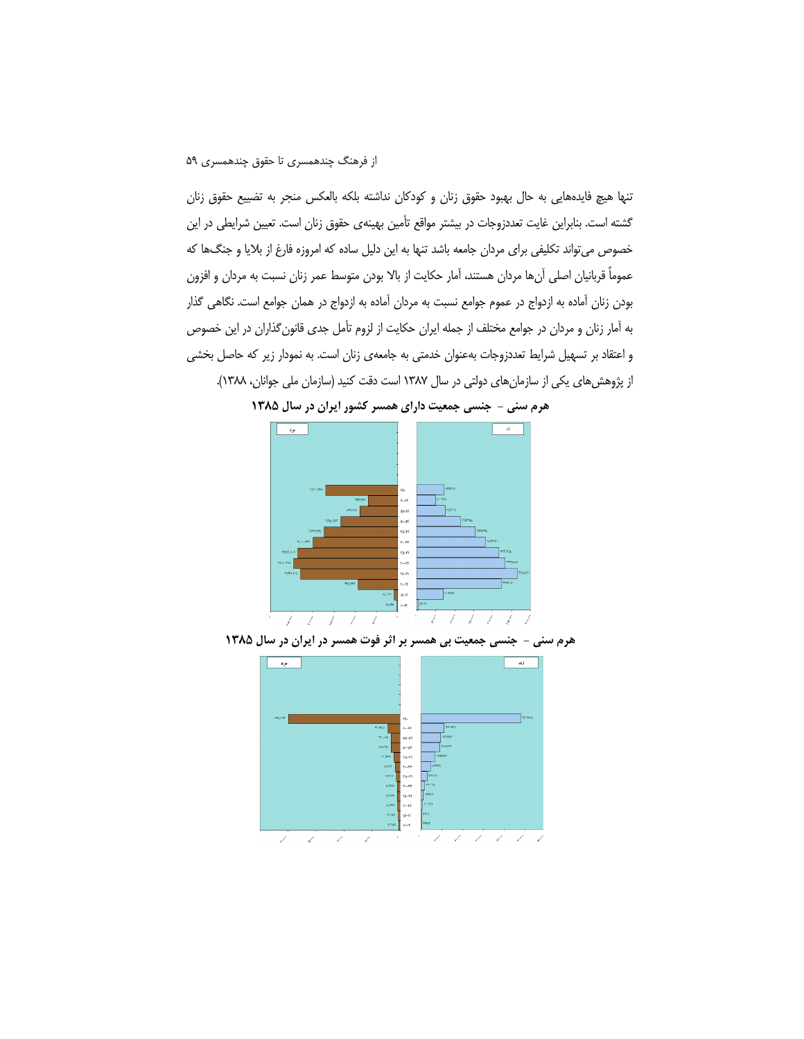تنها هیچ فایده‌هایی به حال بهبود حقوق زنان و کودکان نداشته بلکه بالعکس منجر به تضییع حقوق زنان گشته است. بنابراین غایت تعددزوجات در بیشتر مواقع تأمین بهینه‌ی حقوق زنان است. تعیین شرایطی در این خصوص می‌تواند تکلیفی برای مردان جامعه باشد تنها به این دلیل ساده که امروزه فارغ از بلایا و جنگ‌ها که عموماً قربانیان اصلی آن‌ها مردان هستند، آمار حکایت از بالا بودن متوسط عمر زنان نسبت به مردان و افزون بودن زنان آماده به ازدواج در عموم جوامع نسبت به مردان آماده به ازدواج در همان جوامع است. نگاهی گذار به آمار زنان و مردان در جوامع مختلف از جمله ایران حکایت از لزوم تأمل جدی قانون‌گذاران در این خصوص و اعتقاد بر تسهیل شرایط تعددزوجات به‌عنوان خدمتی به جامعه‌ی زنان است. به نمودار زیر که حاصل بخشی از پژوهش‌های یکی از سازمان‌های دولتی در سال ۱۳۸۷ است دقت کنید (سازمان ملی جوانان، ۱۳۸۸).

**هرم سنی - جنسی جمعیت دارای همسر کشور ایران در سال ۱۳۸۵**

**هرم سنی - جنسی جمعیت بی همسر بر اثر فوت همسر در ایران در سال ۱۳۸۵**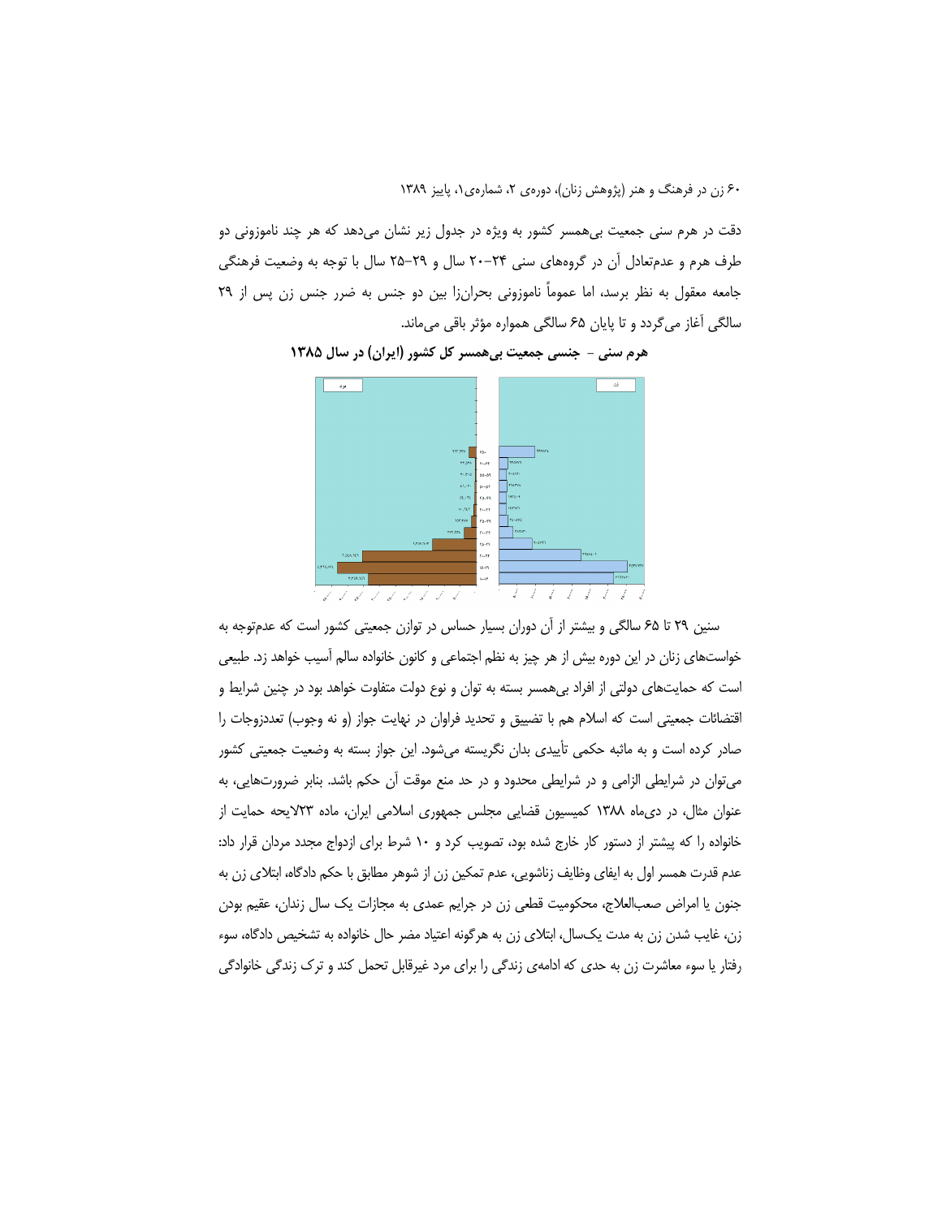دقت در هرم سنی جمعیت بی‌همسر کشور به ویژه در جدول زیر نشان می‌دهد که هر چند ناموزونی دو طرف هرم و عدم‌تعادل آن در گروه‌های سنی ۲۴-۲۰ سال و ۲۹-۲۵ سال با توجه به وضعیت فرهنگی جامعه معقول به نظر برسد، اما عموماً ناموزونی بحران‌زا بین دو جنس به ضرر جنس زن پس از ۲۹ سالگی آغاز می‌گردد و تا پایان ۶۵ سالگی همواره مؤثر باقی می‌ماند.

**هرم سنی - جنسی جمعیت بی‌همسر کل کشور (ایران) در سال ۱۳۸۵**

سنین ۲۹ تا ۶۵ سالگی و بیشتر از آن دوران بسیار حساس در توازن جمعیتی کشور است که عدم‌توجه به خواسته‌های زنان در این دوره بیش از هر چیز به نظم اجتماعی و کانون خانواده سالم آسیب خواهد زد. طبیعی است که حمایت‌های دولتی از افراد بی‌همسر بسته به توان و نوع دولت متفاوت خواهد بود در چنین شرایط و اقتضائات جمعیتی است که اسلام هم با تضییق و تحدید فراوان در نهایت جواز (و نه وجوب) تعددزوجات را صادر کرده است و به ماثبه حکمی تأییدی بدان نگریسته می‌شود. این جواز بسته به وضعیت جمعیتی کشور می‌توان در شرایطی الزامی و در شرایطی محدود و در حد منع موقت آن حکم باشد. بنابر ضرورت‌هایی، به عنوان مثال، در دی‌ماه ۱۳۸۸ کمیسیون قضایی مجلس جمهوری اسلامی ایران، ماده ۲۳لایحه حمایت از خانواده را که پیشتر از دستور کار خارج شده بود، تصویب کرد و ۱۰ شرط برای ازدواج مجدد مردان قرار داد: عدم قدرت همسر اول به ایفای وظایف زناشویی، عدم تمکین زن از شوهر مطابق با حکم دادگاه، ابتلای زن به جنون یا امراض صعب‌العلاج، محکومیت قطعی زن در جرایم عمدی به مجازات یک سال زندان، عقیم بودن زن، غایب شدن زن به مدت یک‌سال، ابتلای زن به هرگونه اعتیاد مضر حال خانواده به تشخیص دادگاه، سوء رفتار یا سوء معاشرت زن به حدی که ادامه‌ی زندگی را برای مرد غیرقابل تحمل کند و ترک زندگی خانوادگی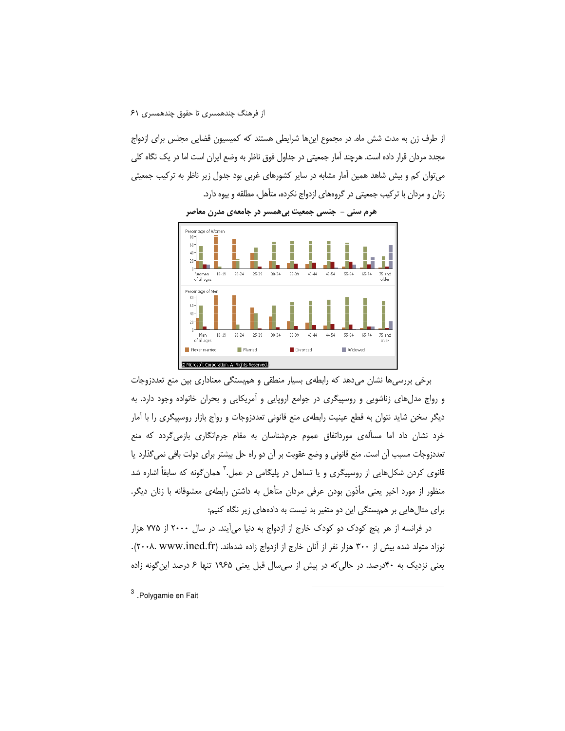از طرف زن به مدت شش ماه. در مجموع این‌ها شرایطی هستند که کمیسیون قضایی مجلس برای ازدواج مجدد مردان قرار داده است. هرچند آمار جمعیتی در جداول فوق ناظر به وضع ایران است اما در یک نگاه کلی می‌توان کم و بیش شاهد همین آمار مشابه در سایر کشورهای غربی بود جدول زیر ناظر به ترکیب جمعیتی زنان و مردان با ترکیب جمعیتی در گروه‌های ازدواج نکرده، متأهل، مطلقه و بیوه دارد.

**هرم سنی - جنسی جمعیت بی‌همسر در جامعه‌ی مدرن معاصر**

برخی بررسی‌ها نشان می‌دهد که رابطه‌ی بسیار منطقی و همبستگی معناداری بین منع تعددزوجات و رواج مدل‌های زناشویی و روسپیگری در جوامع اروپایی و آمریکایی و بحران خانواده وجود دارد. به دیگر سخن شاید نتوان به قطع عینیت رابطه‌ی منع قانونی تعددزوجات و رواج بازار روسپیگری را با آمار خرد نشان داد اما مسأله‌ی مورداتفاق عموم جرم‌شناسان به مقام جرم‌انگاری بازمی‌گردد که منع تعددزوجات مسبب آن است. منع قانونی و وضع عقوبت بر آن دو راه حل بیشتر برای دولت باقی نمی‌گذارد یا قانونی کردن شکل‌هایی از روسپیگری و یا تساهل در پلیگامی در عمل.[3] همان‌گونه که سابقاً اشاره شد منظور از مورد اخیر یعنی مأذون بودن عرفی مردان متأهل به داشتن رابطه‌ی معشوقانه با زنان دیگر. برای مثال‌هایی بر همبستگی این دو متغیر بد نیست به داده‌های زیر نگاه کنیم:

در فرانسه از هر پنج کودک دو کودک خارج از ازدواج به دنیا می‌آیند. در سال ۲۰۰۰ از ۷۷۵ هزار نوزاد متولد شده بیش از ۳۰۰ هزار نفر از آنان خارج از ازدواج زاده شده‌اند. (www.ined.fr ،۲۰۰۸). یعنی نزدیک به ۴۰درصد. در حالی‌که در پیش از سی‌سال قبل یعنی ۱۹۶۵ تنها ۶ درصد این‌گونه زاده

---

[3] .Polygamie en Fait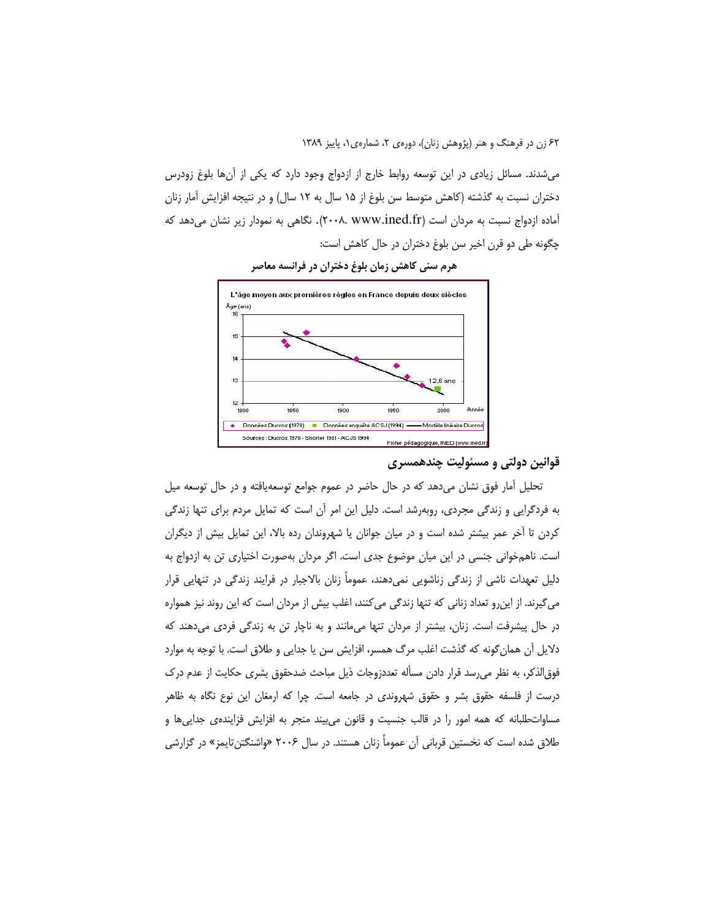می‌شدند. مسائل زیادی در این توسعه روابط خارج از ازدواج وجود دارد که یکی از آن‌ها بلوغ زودرس دختران نسبت به گذشته (کاهش متوسط سن بلوغ از ۱۵ سال به ۱۲ سال) و در نتیجه افزایش آمار زنان آماده ازدواج نسبت به مردان است (www.ined.fr ،۲۰۰۸). نگاهی به نمودار زیر نشان می‌دهد که چگونه طی دو قرن اخیر سن بلوغ دختران در حال کاهش است:

**هرم سنی کاهش زمان بلوغ دختران در فرانسه معاصر**

L'âge moyen aux premières règles en France depuis deux siècles

Âge (ans)

12,6 ans

Année

Données Ducros (1978) — Données enquête ACSJ (1994) — Modèle linéaire Ducros

Sources : Ducros 1978 - Shorter 1981 - ACJS 1994

Fiche pédagogique, INED (www.ined.fr)

## قوانین دولتی و مسئولیت چندهمسری

تحلیل آمار فوق نشان می‌دهد که در حال حاضر در عموم جوامع توسعه‌یافته و در حال توسعه میل به فردگرایی و زندگی مجردی، روبه‌رشد است. دلیل این امر آن است که تمایل مردم برای تنها زندگی کردن تا آخر عمر بیشتر شده است و در میان جوانان یا شهروندان رده بالا، این تمایل بیش از دیگران است. ناهم‌خوانی جنسی در این میان موضوع جدی است. اگر مردان به‌صورت اختیاری تن به ازدواج به دلیل تعهدات ناشی از زندگی زناشویی نمی‌دهند، عموماً زنان بالاجبار در فرایند زندگی در تنهایی قرار می‌گیرند. از این‌رو تعداد زنانی که تنها زندگی می‌کنند، اغلب بیش از مردان است که این روند نیز همواره در حال پیشرفت است. زنان، بیشتر از مردان تنها می‌مانند و به ناچار تن به زندگی فردی می‌دهند که دلایل آن همان‌گونه که گذشت اغلب مرگ همسر، افزایش سن یا جدایی و طلاق است. با توجه به موارد فوق‌الذکر، به نظر می‌رسد قرار دادن مسأله تعددزوجات ذیل مباحث ضدحقوق بشری حکایت از عدم درک درست از فلسفه حقوق بشر و حقوق شهروندی در جامعه است. چرا که ارمغان این نوع نگاه به ظاهر مساوات‌طلبانه که همه امور را در قالب جنسیت و قانون می‌بیند منجر به افزایش فزاینده‌ی جدایی‌ها و طلاق شده است که نخستین قربانی آن عموماً زنان هستند. در سال ۲۰۰۶ «واشنگتن‌تایمز» در گزارشی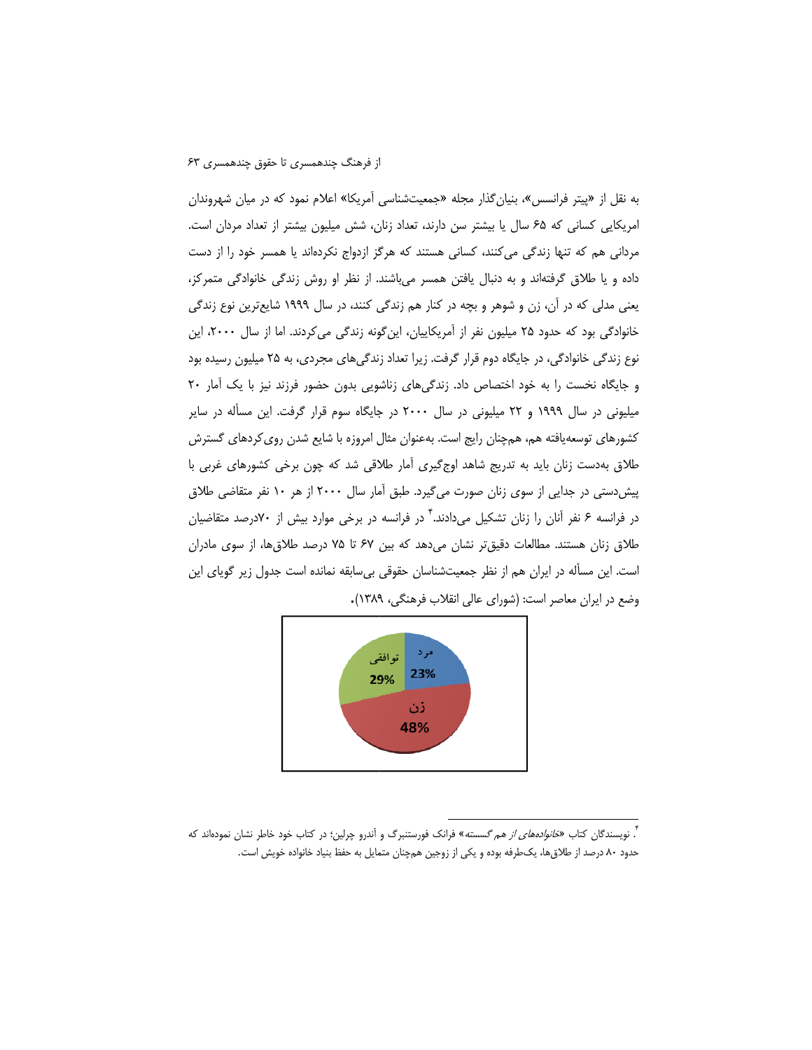به نقل از «پیتر فرانسس»، بنیان‌گذار مجله «جمعیت‌شناسی آمریکا» اعلام نمود که در میان شهروندان امریکایی کسانی که ۶۵ سال یا بیشتر سن دارند، تعداد زنان، شش میلیون بیشتر از تعداد مردان است. مردانی هم که تنها زندگی می‌کنند، کسانی هستند که هرگز ازدواج نکرده‌اند یا همسر خود را از دست داده و یا طلاق گرفته‌اند و به دنبال یافتن همسر می‌باشند. از نظر او روش زندگی خانوادگی متمرکز، یعنی مدلی که در آن، زن و شوهر و بچه در کنار هم زندگی کنند، در سال ۱۹۹۹ شایع‌ترین نوع زندگی خانوادگی بود که حدود ۲۵ میلیون نفر از آمریکاییان، این‌گونه زندگی می‌کردند. اما از سال ۲۰۰۰، این نوع زندگی خانوادگی، در جایگاه دوم قرار گرفت. زیرا تعداد زندگی‌های مجردی، به ۲۵ میلیون رسیده بود و جایگاه نخست را به خود اختصاص داد. زندگی‌های زناشویی بدون حضور فرزند نیز با یک آمار ۲۰ میلیونی در سال ۱۹۹۹ و ۲۲ میلیونی در سال ۲۰۰۰ در جایگاه سوم قرار گرفت. این مسأله در سایر کشورهای توسعه‌یافته هم، همچنان رایج است. به‌عنوان مثال امروزه با شایع شدن روی‌کردهای گسترش طلاق به‌دست زنان باید به تدریج شاهد اوج‌گیری آمار طلاقی شد که چون برخی کشورهای غربی با پیش‌دستی در جدایی از سوی زنان صورت می‌گیرد. طبق آمار سال ۲۰۰۰ از هر ۱۰ نفر متقاضی طلاق در فرانسه ۶ نفر آنان را زنان تشکیل می‌دادند.[۴] در فرانسه در برخی موارد بیش از ۷۰درصد متقاضیان طلاق زنان هستند. مطالعات دقیق‌تر نشان می‌دهد که بین ۶۷ تا ۷۵ درصد طلاق‌ها، از سوی مادران است. این مسأله در ایران هم از نظر جمعیت‌شناسان حقوقی بی‌سابقه نمانده است جدول زیر گویای این وضع در ایران معاصر است: (شورای عالی انقلاب فرهنگی، ۱۳۸۹).

| مرد | زن | توافقی |
|---|---|---|
| 23% | 48% | 29% |

---

[۴]. نویسندگان کتاب «*خانواده‌های از هم گسسته*» فرانک فورستنبرگ و آندرو چرلین؛ در کتاب خود خاطر نشان نموده‌اند که حدود ۸۰ درصد از طلاق‌ها، یک‌طرفه بوده و یکی از زوجین همچنان متمایل به حفظ بنیاد خانواده خویش است.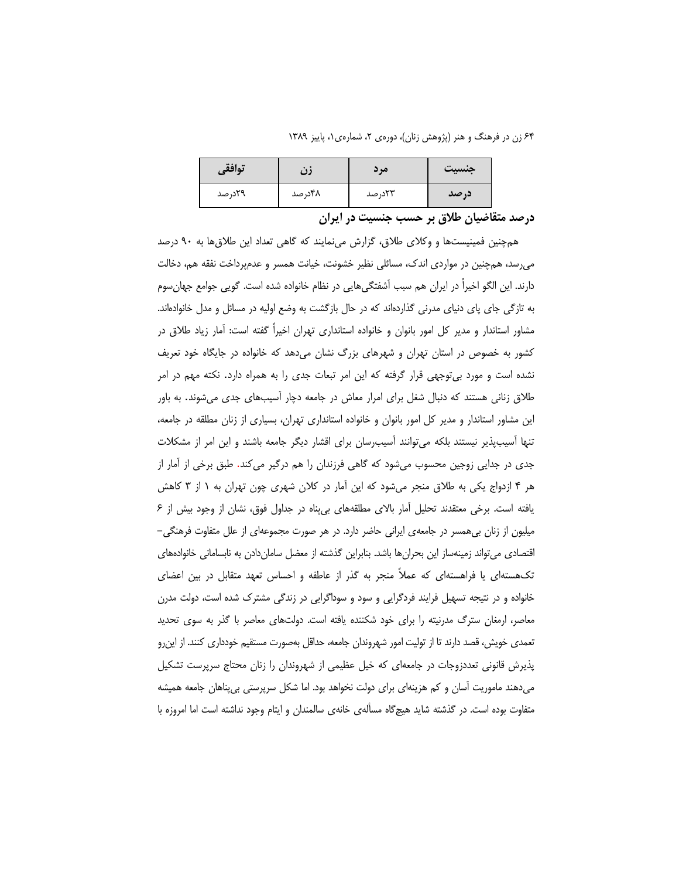| جنسیت | مرد | زن | توافقی |
|---|---|---|---|
| درصد | ۲۳درصد | ۴۸درصد | ۲۹درصد |

**درصد متقاضیان طلاق بر حسب جنسیت در ایران**

هم‌چنین فمینیست‌ها و وکلای طلاق، گزارش می‌نمایند که گاهی تعداد این طلاق‌ها به ۹۰ درصد می‌رسد، هم‌چنین در مواردی اندک، مسائلی نظیر خشونت، خیانت همسر و عدم‌پرداخت نفقه هم، دخالت دارند. این الگو اخیراً در ایران هم سبب آشفتگی‌هایی در نظام خانواده شده است. گویی جوامع جهان‌سوم به تازگی جای پای دنیای مدرنی گذارده‌اند که در حال بازگشت به وضع اولیه در مسائل و مدل خانواده‌اند. مشاور استاندار و مدیر کل امور بانوان و خانواده استانداری تهران اخیراً گفته است: آمار زیاد طلاق در کشور به خصوص در استان تهران و شهرهای بزرگ نشان می‌دهد که خانواده در جایگاه خود تعریف نشده است و مورد بی‌توجهی قرار گرفته که این امر تبعات جدی را به همراه دارد. نکته مهم در امر طلاق زنانی هستند که دنبال شغل برای امرار معاش در جامعه دچار آسیب‌های جدی می‌شوند. به باور این مشاور استاندار و مدیر کل امور بانوان و خانواده استانداری تهران، بسیاری از زنان مطلقه در جامعه، تنها آسیب‌پذیر نیستند بلکه می‌توانند آسیب‌رسان برای اقشار دیگر جامعه باشند و این امر از مشکلات جدی در جدایی زوجین محسوب می‌شود که گاهی فرزندان را هم درگیر می‌کند. طبق برخی از آمار از هر ۴ ازدواج یکی به طلاق منجر می‌شود که این آمار در کلان شهری چون تهران به ۱ از ۳ کاهش یافته است. برخی معتقدند تحلیل آمار بالای مطلقه‌های بی‌پناه در جداول فوق، نشان از وجود بیش از ۶ میلیون از زنان بی‌همسر در جامعه‌ی ایرانی حاضر دارد. در هر صورت مجموعه‌ای از علل متفاوت فرهنگی–اقتصادی می‌تواند زمینه‌ساز این بحران‌ها باشد. بنابراین گذشته از معضل سامان‌دادن به نابسامانی خانواده‌های تک‌هسته‌ای یا فراهسته‌ای که عملاً منجر به گذر از عاطفه و احساس تعهد متقابل در بین اعضای خانواده و در نتیجه تسهیل فرایند فردگرایی و سود و سوداگرایی در زندگی مشترک شده است، دولت مدرن معاصر، ارمغان سترگ مدرنیته را برای خود شکننده یافته است. دولت‌های معاصر با گذر به سوی تحدید تعمدی خویش، قصد دارند تا از تولیت امور شهروندان جامعه، حداقل به‌صورت مستقیم خودداری کنند. از این‌رو پذیرش قانونی تعددزوجات در جامعه‌ای که خیل عظیمی از شهروندان را زنان محتاج سرپرست تشکیل می‌دهند ماموریت آسان و کم هزینه‌ای برای دولت نخواهد بود. اما شکل سرپرستی بی‌پناهان جامعه همیشه متفاوت بوده است. در گذشته شاید هیچ‌گاه مسأله‌ی خانه‌ی سالمندان و ایتام وجود نداشته است اما امروزه با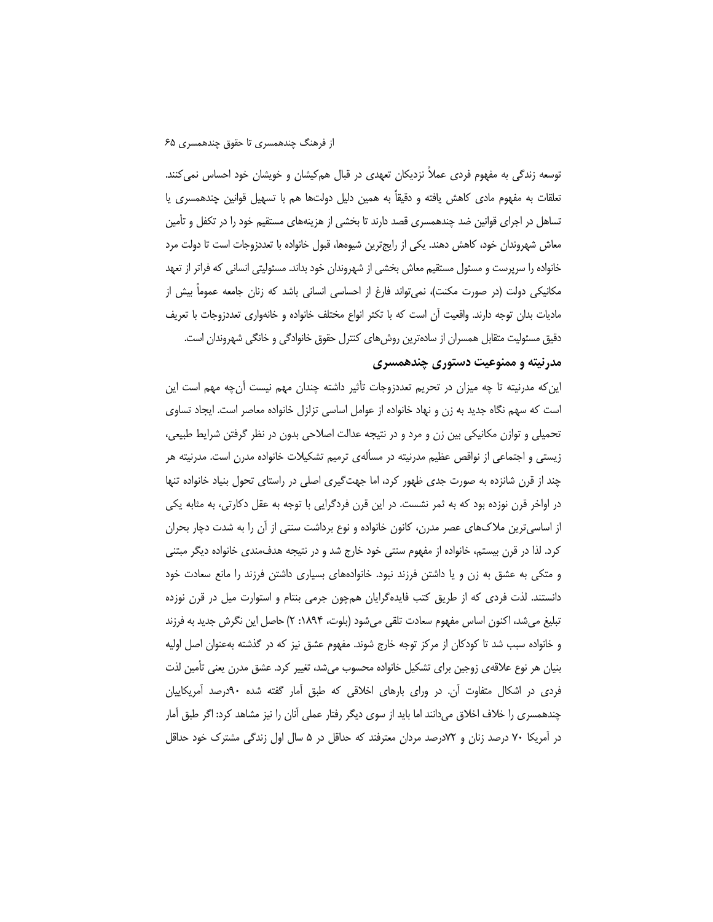توسعه زندگی به مفهوم فردی عملاً نزدیکان تعهدی در قبال هم‌کیشان و خویشان خود احساس نمی‌کنند. تعلقات به مفهوم مادی کاهش یافته و دقیقاً به همین دلیل دولت‌ها هم با تسهیل قوانین چندهمسری یا تساهل در اجرای قوانین ضد چندهمسری قصد دارند تا بخشی از هزینه‌های مستقیم خود را در تکفل و تأمین معاش شهروندان خود، کاهش دهند. یکی از رایج‌ترین شیوه‌ها، قبول خانواده با تعددزوجات است تا دولت مرد خانواده را سرپرست و مسئول مستقیم معاش بخشی از شهروندان خود بداند. مسئولیتی انسانی که فراتر از تعهد مکانیکی دولت (در صورت مکنت)، نمی‌تواند فارغ از احساسی انسانی باشد که زنان جامعه عموماً بیش از مادیات بدان توجه دارند. واقعیت آن است که با تکثر انواع مختلف خانواده و خانه‌واری تعددزوجات با تعریف دقیق مسئولیت متقابل همسران از ساده‌ترین روش‌های کنترل حقوق خانوادگی و خانگی شهروندان است.

## مدرنیته و ممنوعیت دستوری چندهمسری

این‌که مدرنیته تا چه میزان در تحریم تعددزوجات تأثیر داشته چندان مهم نیست آن‌چه مهم است این است که سهم نگاه جدید به زن و نهاد خانواده از عوامل اساسی تزلزل خانواده معاصر است. ایجاد تساوی تحمیلی و توازن مکانیکی بین زن و مرد و در نتیجه عدالت اصلاحی بدون در نظر گرفتن شرایط طبیعی، زیستی و اجتماعی از نواقص عظیم مدرنیته در مسأله‌ی ترمیم تشکیلات خانواده مدرن است. مدرنیته هر چند از قرن شانزده به صورت جدی ظهور کرد، اما جهت‌گیری اصلی در راستای تحول بنیاد خانواده تنها در اواخر قرن نوزده بود که به ثمر نشست. در این قرن فردگرایی با توجه به عقل دکارتی، به مثابه یکی از اساسی‌ترین ملاک‌های عصر مدرن، کانون خانواده و نوع برداشت سنتی از آن را به شدت دچار بحران کرد. لذا در قرن بیستم، خانواده از مفهوم سنتی خود خارج شد و در نتیجه هدف‌مندی خانواده دیگر مبتنی و متکی به عشق به زن و یا داشتن فرزند نبود. خانواده‌های بسیاری داشتن فرزند را مانع سعادت خود دانستند. لذت فردی که از طریق کتب فایده‌گرایان هم‌چون جرمی بنتام و استوارت میل در قرن نوزده تبلیغ می‌شد، اکنون اساس مفهوم سعادت تلقی می‌شود (بلوت، ۱۸۹۴: ۲) حاصل این نگرش جدید به فرزند و خانواده سبب شد تا کودکان از مرکز توجه خارج شوند. مفهوم عشق نیز که در گذشته به‌عنوان اصل اولیه بنیان هر نوع علاقه‌ی زوجین برای تشکیل خانواده محسوب می‌شد، تغییر کرد. عشق مدرن یعنی تأمین لذت فردی در اشکال متفاوت آن. در ورای بارهای اخلاقی که طبق آمار گفته شده ۹۰درصد آمریکاییان چندهمسری را خلاف اخلاق می‌دانند اما باید از سوی دیگر رفتار عملی آنان را نیز مشاهد کرد: اگر طبق آمار در آمریکا ۷۰ درصد زنان و ۷۲درصد مردان معترفند که حداقل در ۵ سال اول زندگی مشترک خود حداقل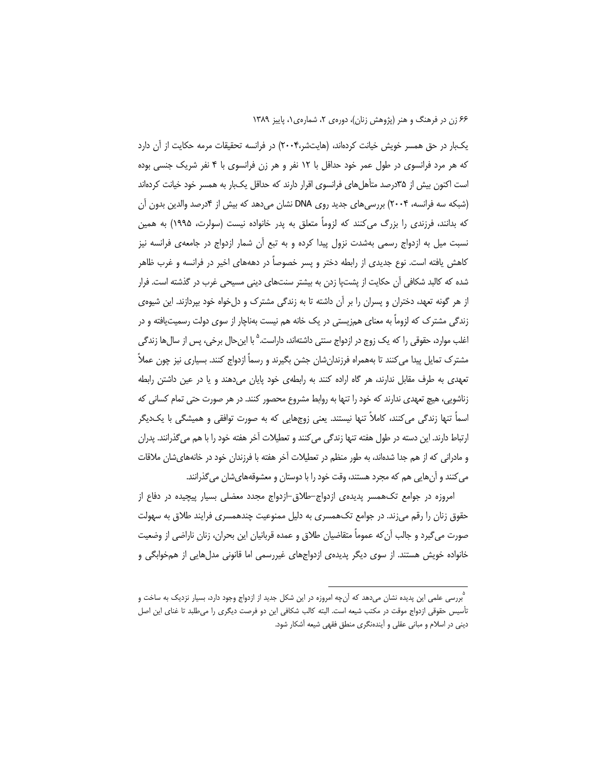یک‌بار در حق همسر خویش خیانت کرده‌اند، (هایتشر،۲۰۰۴) در فرانسه تحقیقات مرمه حکایت از آن دارد که هر مرد فرانسوی در طول عمر خود حداقل با ۱۲ نفر و هر زن فرانسوی با ۴ نفر شریک جنسی بوده است اکنون بیش از ۳۵درصد متأهل‌های فرانسوی اقرار دارند که حداقل یک‌بار به همسر خود خیانت کرده‌اند (شبکه سه فرانسه، ۲۰۰۴) بررسی‌های جدید روی DNA نشان می‌دهد که بیش از ۴درصد والدین بدون آن که بدانند، فرزندی را بزرگ می‌کنند که لزوماً متعلق به پدر خانواده نیست (سولرت، ۱۹۹۵) به همین نسبت میل به ازدواج رسمی به‌شدت نزول پیدا کرده و به تبع آن شمار ازدواج در جامعه‌ی فرانسه نیز کاهش یافته است. نوع جدیدی از رابطه دختر و پسر خصوصاً در دهه‌های اخیر در فرانسه و غرب ظاهر شده که کالبد شکافی آن حکایت از پشت‌پا زدن به بیشتر سنت‌های دینی مسیحی غرب در گذشته است. فرار از هر گونه تعهد، دختران و پسران را بر آن داشته تا به زندگی مشترک و دل‌خواه خود بپردازند. این شیوه‌ی زندگی مشترک که لزوماً به معنای هم‌زیستی در یک خانه هم نیست به‌ناچار از سوی دولت رسمیت‌یافته و در اغلب موارد، حقوقی را که یک زوج در ازدواج سنتی داشته‌اند، داراست.[۵] با این‌حال برخی، پس از سال‌ها زندگی مشترک تمایل پیدا می‌کنند تا به‌همراه فرزندان‌شان جشن بگیرند و رسماً ازدواج کنند. بسیاری نیز چون عملاً تعهدی به طرف مقابل ندارند، هر گاه اراده کنند به رابطه‌ی خود پایان می‌دهند و یا در عین داشتن رابطه زناشویی، هیچ تعهدی ندارند که خود را تنها به روابط مشروع محصور کنند. در هر صورت حتی تمام کسانی که اسماً تنها زندگی می‌کنند، کاملاً تنها نیستند. یعنی زوج‌هایی که به صورت توافقی و همیشگی با یک‌دیگر ارتباط دارند. این دسته در طول هفته تنها زندگی می‌کنند و تعطیلات آخر هفته خود را با هم می‌گذرانند. پدران و مادرانی که از هم جدا شده‌اند، به طور منظم در تعطیلات آخر هفته با فرزندان خود در خانه‌های‌شان ملاقات می‌کنند و آن‌هایی هم که مجرد هستند، وقت خود را با دوستان و معشوقه‌های‌شان می‌گذرانند.

امروزه در جوامع تک‌همسر پدیده‌ی ازدواج–طلاق–ازدواج مجدد معضلی بسیار پیچیده در دفاع از حقوق زنان را رقم می‌زند. در جوامع تک‌همسری به دلیل ممنوعیت چندهمسری فرایند طلاق به سهولت صورت می‌گیرد و جالب آن‌که عموماً متقاضیان طلاق و عمده قربانیان این بحران، زنان ناراضی از وضعیت خانواده خویش هستند. از سوی دیگر پدیده‌ی ازدواج‌های غیررسمی اما قانونی مدل‌هایی از هم‌خوابگی و

---

[۵] بررسی علمی این پدیده نشان می‌دهد که آن‌چه امروزه در این شکل جدید از ازدواج وجود دارد، بسیار نزدیک به ساخت و تأسیس حقوقی ازدواج موقت در مکتب شیعه است. البته کالب شکافی این دو فرصت دیگری را می‌طلبد تا غنای این اصل دینی در اسلام و مبانی عقلی و آینده‌نگری منطق فقهی شیعه آشکار شود.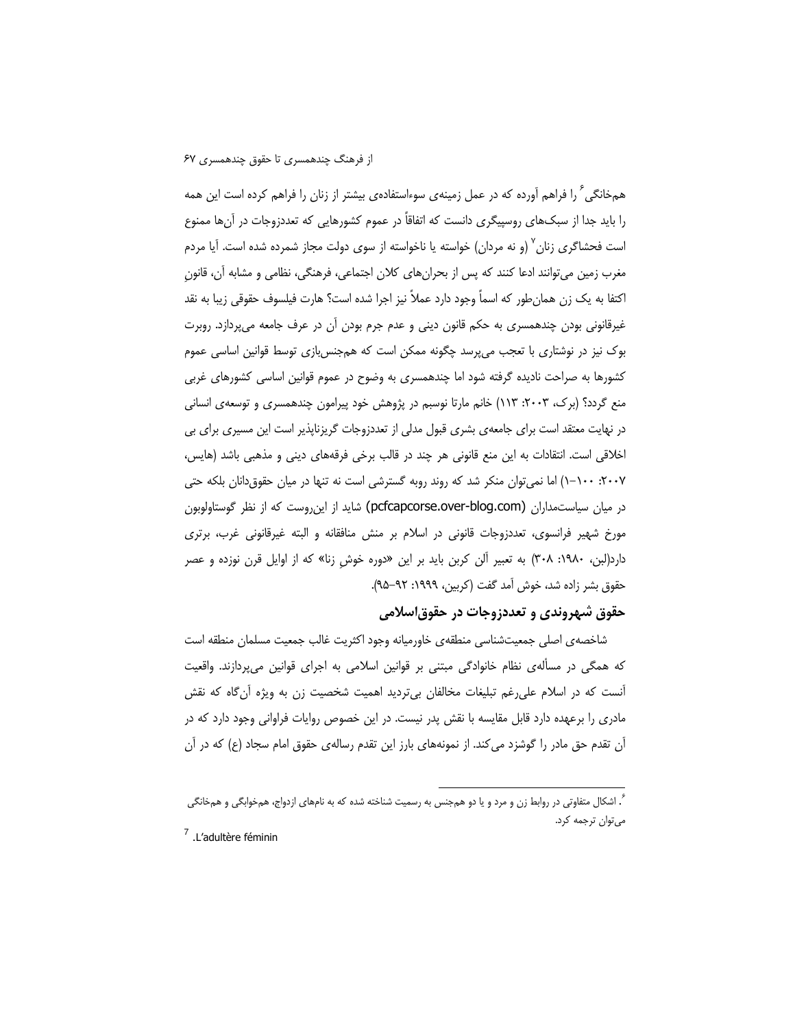هم‌خانگی[6] را فراهم آورده که در عمل زمینه‌ی سوءاستفاده‌ی بیشتر از زنان را فراهم کرده است این همه را باید جدا از سبک‌های روسپیگری دانست که اتفاقاً در عموم کشورهایی که تعددزوجات در آن‌ها ممنوع است فحشاگری زنان[7] (و نه مردان) خواسته یا ناخواسته از سوی دولت مجاز شمرده شده است. آیا مردم مغرب زمین می‌توانند ادعا کنند که پس از بحران‌های کلان اجتماعی، فرهنگی، نظامی و مشابه آن، قانونِ اکتفا به یک زن همان‌طور که اسماً وجود دارد عملاً نیز اجرا شده است؟ هارت فیلسوف حقوقی زیبا به نقد غیرقانونی بودن چندهمسری به حکم قانون دینی و عدم جرم بودن آن در عرف جامعه می‌پردازد. روبرت بوک نیز در نوشتاری با تعجب می‌پرسد چگونه ممکن است که هم‌جنس‌بازی توسط قوانین اساسی عموم کشورها به صراحت نادیده گرفته شود اما چندهمسری به وضوح در عموم قوانین اساسی کشورهای غربی منع گردد؟ (برک، ۲۰۰۳: ۱۱۳) خانم مارتا نوسبم در پژوهش خود پیرامون چندهمسری و توسعه‌ی انسانی در نهایت معتقد است برای جامعه‌ی بشری قبول مدلی از تعددزوجات گریزناپذیر است این مسیری برای بی اخلاقی است. انتقادات به این منع قانونی هر چند در قالب برخی فرقه‌های دینی و مذهبی باشد (هایس، ۲۰۰۷: ۱۰۰–۱) اما نمی‌توان منکر شد که روند روبه گسترشی است نه تنها در میان حقوق‌دانان بلکه حتی در میان سیاست‌مداران (pcfcapcorse.over-blog.com) شاید از این‌روست که از نظر گوستاولوبون مورخ شهیر فرانسوی، تعددزوجات قانونی در اسلام بر منش منافقانه و البته غیرقانونی غرب، برتری دارد(لبن، ۱۹۸۰: ۳۰۸) به تعبیر آلن کربن باید بر این «دوره خوشِ زنا» که از اوایل قرن نوزده و عصر حقوق بشر زاده شد، خوش آمد گفت (کربین، ۱۹۹۹: ۹۲–۹۵).

## حقوق شهروندی و تعددزوجات در حقوق‌اسلامی

شاخصه‌ی اصلی جمعیت‌شناسی منطقه‌ی خاورمیانه وجود اکثریت غالب جمعیت مسلمان منطقه است که همگی در مسأله‌ی نظام خانوادگی مبتنی بر قوانین اسلامی به اجرای قوانین می‌پردازند. واقعیت آنست که در اسلام علی‌رغم تبلیغات مخالفان بی‌تردید اهمیت شخصیت زن به ویژه آن‌گاه که نقش مادری را برعهده دارد قابل مقایسه با نقش پدر نیست. در این خصوص روایات فراوانی وجود دارد که در آن تقدم حق مادر را گوشزد می‌کند. از نمونه‌های بارز این تقدم رساله‌ی حقوق امام سجاد (ع) که در آن

---

[6]. اشکال متفاوتی در روابط زن و مرد و یا دو هم‌جنس به رسمیت شناخته شده که به نام‌های ازدواج، هم‌خوابگی و هم‌خانگی می‌توان ترجمه کرد.

[7]. L'adultère féminin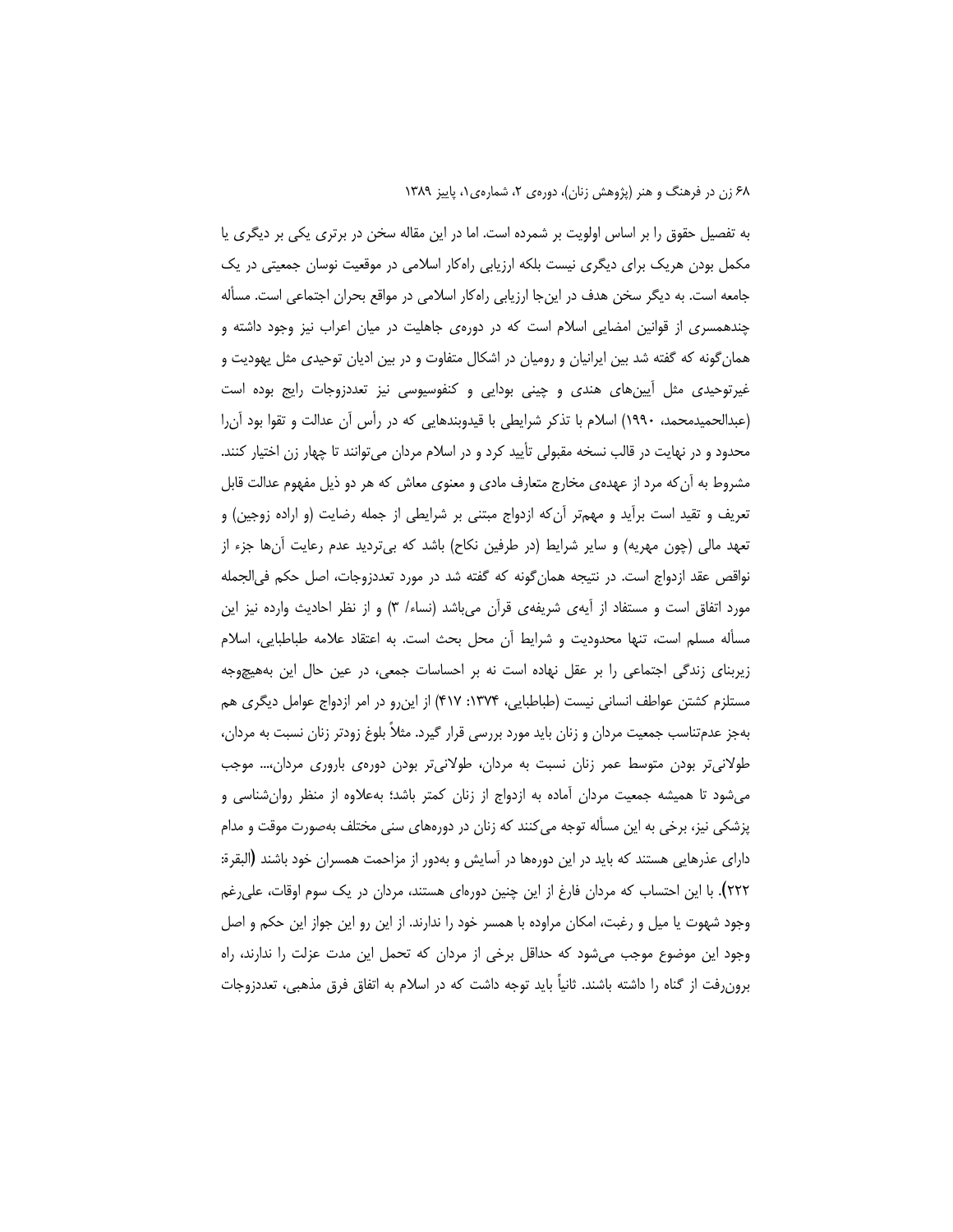به تفصیل حقوق را بر اساس اولویت بر شمرده است. اما در این مقاله سخن در برتری یکی بر دیگری یا مکمل بودن هریک برای دیگری نیست بلکه ارزیابی راه‌کار اسلامی در موقعیت نوسان جمعیتی در یک جامعه است. به دیگر سخن هدف در این‌جا ارزیابی راه‌کار اسلامی در مواقع بحران اجتماعی است. مسأله چندهمسری از قوانین امضایی اسلام است که در دوره‌ی جاهلیت در میان اعراب نیز وجود داشته و همان‌گونه که گفته شد بین ایرانیان و رومیان در اشکال متفاوت و در بین ادیان توحیدی مثل یهودیت و غیرتوحیدی مثل آیین‌های هندی و چینی بودایی و کنفوسیوسی نیز تعددزوجات رایج بوده است (عبدالحمیدمحمد، ۱۹۹۰) اسلام با تذکر شرایطی با قیدوبندهایی که در رأس آن عدالت و تقوا بود آن‌را محدود و در نهایت در قالب نسخه مقبولی تأیید کرد و در اسلام مردان می‌توانند تا چهار زن اختیار کنند. مشروط به آن‌که مرد از عهده‌ی مخارج متعارف مادی و معنوی معاش که هر دو ذیل مفهوم عدالت قابل تعریف و تقید است برآید و مهم‌تر آن‌که ازدواج مبتنی بر شرایطی از جمله رضایت (و اراده زوجین) و تعهد مالی (چون مهریه) و سایر شرایط (در طرفین نکاح) باشد که بی‌تردید عدم رعایت آن‌ها جزء از نواقص عقد ازدواج است. در نتیجه همان‌گونه که گفته شد در مورد تعددزوجات، اصل حکم فی‌الجمله مورد اتفاق است و مستفاد از آیه‌ی شریفه‌ی قرآن می‌باشد (نساء/ ۳) و از نظر احادیث وارده نیز این مسأله مسلم است، تنها محدودیت و شرایط آن محل بحث است. به اعتقاد علامه طباطبایی، اسلام زیربنای زندگی اجتماعی را بر عقل نهاده است نه بر احساسات جمعی، در عین حال این به‌هیچ‌وجه مستلزم کشتن عواطف انسانی نیست (طباطبایی، ۱۳۷۴: ۴۱۷) از این‌رو در امر ازدواج عوامل دیگری هم به‌جز عدم‌تناسب جمعیت مردان و زنان باید مورد بررسی قرار گیرد. مثلاً بلوغ زودتر زنان نسبت به مردان، طولانی‌تر بودن متوسط عمر زنان نسبت به مردان، طولانی‌تر بودن دوره‌ی باروری مردان،... موجب می‌شود تا همیشه جمعیت مردان آماده به ازدواج از زنان کمتر باشد؛ به‌علاوه از منظر روان‌شناسی و پزشکی نیز، برخی به این مسأله توجه می‌کنند که زنان در دوره‌های سنی مختلف به‌صورت موقت و مدام دارای عذرهایی هستند که باید در این دوره‌ها در آسایش و به‌دور از مزاحمت همسران خود باشند (البقرة: ۲۲۲). با این احتساب که مردان فارغ از این چنین دوره‌ای هستند، مردان در یک سوم اوقات، علی‌رغم وجود شهوت یا میل و رغبت، امکان مراوده با همسر خود را ندارند. از این رو این جواز این حکم و اصل وجود این موضوع موجب می‌شود که حداقل برخی از مردان که تحمل این مدت عزلت را ندارند، راه برون‌رفت از گناه را داشته باشند. ثانیاً باید توجه داشت که در اسلام به اتفاق فرق مذهبی، تعددزوجات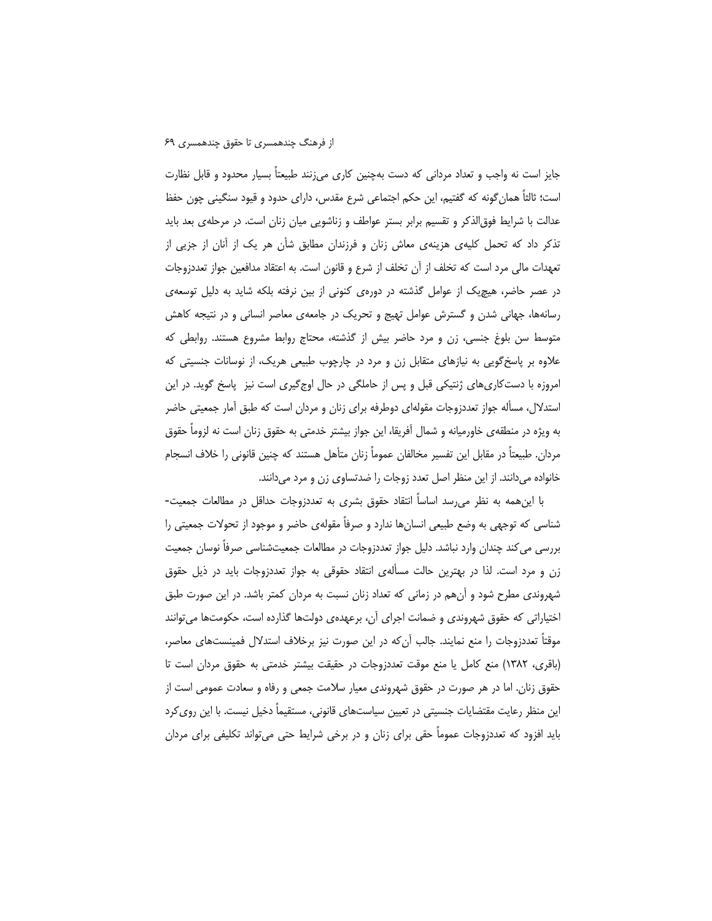جایز است نه واجب و تعداد مردانی که دست به‌چنین کاری می‌زنند طبیعتاً بسیار محدود و قابل نظارت است؛ ثالثاً همان‌گونه که گفتیم، این حکم اجتماعی شرع مقدس، دارای حدود و قیود سنگینی چون حفظ عدالت با شرایط فوق‌الذکر و تقسیم برابر بستر عواطف و زناشویی میان زنان است. در مرحله‌ی بعد باید تذکر داد که تحمل کلیه‌ی هزینه‌ی معاش زنان و فرزندان مطابق شأن هر یک از آنان از جزیی از تعهدات مالی مرد است که تخلف از آن تخلف از شرع و قانون است. به اعتقاد مدافعین جواز تعددزوجات در عصر حاضر، هیچ‌یک از عوامل گذشته در دوره‌ی کنونی از بین نرفته بلکه شاید به دلیل توسعه‌ی رسانه‌ها، جهانی شدن و گسترش عوامل تهیج و تحریک در جامعه‌ی معاصر انسانی و در نتیجه کاهش متوسط سن بلوغ جنسی، زن و مرد حاضر بیش از گذشته، محتاج روابط مشروع هستند. روابطی که علاوه بر پاسخ‌گویی به نیازهای متقابل زن و مرد در چارچوب طبیعی هریک، از نوسانات جنسیتی که امروزه با دست‌کاری‌های ژنتیکی قبل و پس از حاملگی در حال اوج‌گیری است نیز پاسخ گوید. در این استدلال، مسأله جواز تعددزوجات مقوله‌ای دوطرفه برای زنان و مردان است که طبق آمار جمعیتی حاضر به ویژه در منطقه‌ی خاورمیانه و شمال آفریقا، این جواز بیشتر خدمتی به حقوق زنان است نه لزوماً حقوق مردان. طبیعتاً در مقابل این تفسیر مخالفان عموماً زنان متأهل هستند که چنین قانونی را خلاف انسجام خانواده می‌دانند. از این منظر اصل تعدد زوجات را ضدتساوی زن و مرد می‌دانند.

با این‌همه به نظر می‌رسد اساساً انتقاد حقوق بشری به تعددزوجات حداقل در مطالعات جمعیت‌شناسی که توجهی به وضع طبیعی انسان‌ها ندارد و صرفاً مقوله‌ی حاضر و موجود از تحولات جمعیتی را بررسی می‌کند چندان وارد نباشد. دلیل جواز تعددزوجات در مطالعات جمعیت‌شناسی صرفاً نوسان جمعیت زن و مرد است. لذا در بهترین حالت مسأله‌ی انتقاد حقوقی به جواز تعددزوجات باید در ذیل حقوق شهروندی مطرح شود و آن‌هم در زمانی که تعداد زنان نسبت به مردان کمتر باشد. در این صورت طبق اختیاراتی که حقوق شهروندی و ضمانت اجرای آن، برعهده‌ی دولت‌ها گذارده است، حکومت‌ها می‌توانند موقتاً تعددزوجات را منع نمایند. جالب آن‌که در این صورت نیز برخلاف استدلال فمینیست‌های معاصر، (باقری، ۱۳۸۲) منع کامل یا منع موقت تعددزوجات در حقیقت بیشتر خدمتی به حقوق مردان است تا حقوق زنان. اما در هر صورت در حقوق شهروندی معیار سلامت جمعی و رفاه و سعادت عمومی است از این منظر رعایت مقتضیات جنسیتی در تعیین سیاست‌های قانونی، مستقیماً دخیل نیست. با این روی‌کرد باید افزود که تعددزوجات عموماً حقی برای زنان و در برخی شرایط حتی می‌تواند تکلیفی برای مردان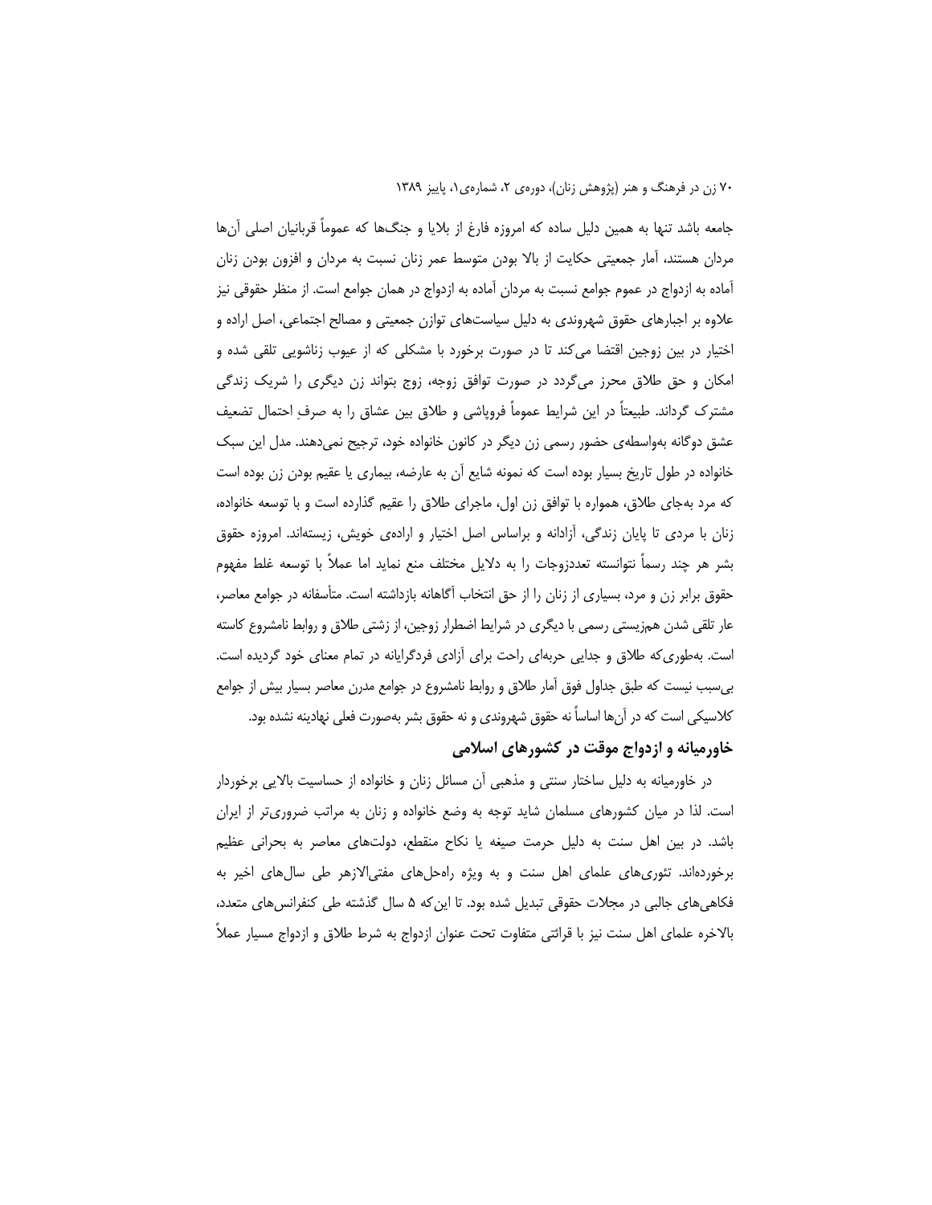جامعه باشد تنها به همین دلیل ساده که امروزه فارغ از بلایا و جنگ‌ها که عموماً قربانیان اصلی آن‌ها مردان هستند، آمار جمعیتی حکایت از بالا بودن متوسط عمر زنان نسبت به مردان و افزون بودن زنان آماده به ازدواج در عموم جوامع نسبت به مردان آماده به ازدواج در همان جوامع است. از منظر حقوقی نیز علاوه بر اجبارهای حقوق شهروندی به دلیل سیاست‌های توازن جمعیتی و مصالح اجتماعی، اصل اراده و اختیار در بین زوجین اقتضا می‌کند تا در صورت برخورد با مشکلی که از عیوب زناشویی تلقی شده و امکان و حق طلاق محرز می‌گردد در صورت توافق زوجه، زوج بتواند زن دیگری را شریک زندگی مشترک گرداند. طبیعتاً در این شرایط عموماً فروپاشی و طلاق بین عشاق را به صرفِ احتمال تضعیف عشق دوگانه به‌واسطه‌ی حضور رسمی زن دیگر در کانون خانواده خود، ترجیح نمی‌دهند. مدل این سبک خانواده در طول تاریخ بسیار بوده است که نمونه شایع آن به عارضه، بیماری یا عقیم بودن زن بوده است که مرد به‌جای طلاق، همواره با توافق زن اول، ماجرای طلاق را عقیم گذارده است و با توسعه خانواده، زنان با مردی تا پایان زندگی، آزادانه و براساس اصل اختیار و اراده‌ی خویش، زیسته‌اند. امروزه حقوق بشر هر چند رسماً نتوانسته تعددزوجات را به دلایل مختلف منع نماید اما عملاً با توسعه غلط مفهوم حقوق برابر زن و مرد، بسیاری از زنان را از حق انتخاب آگاهانه بازداشته است. متأسفانه در جوامع معاصر، عار تلقی شدن همزیستی رسمی با دیگری در شرایط اضطرار زوجین، از زشتی طلاق و روابط نامشروع کاسته است. به‌طوری‌که طلاق و جدایی حربه‌ای راحت برای آزادی فردگرایانه در تمام معنای خود گردیده است. بی‌سبب نیست که طبق جداول فوق آمار طلاق و روابط نامشروع در جوامع مدرن معاصر بسیار بیش از جوامع کلاسیکی است که در آن‌ها اساساً نه حقوق شهروندی و نه حقوق بشر به‌صورت فعلی نهادینه نشده بود.

## خاورمیانه و ازدواج موقت در کشورهای اسلامی

در خاورمیانه به دلیل ساختار سنتی و مذهبی آن مسائل زنان و خانواده از حساسیت بالایی برخوردار است. لذا در میان کشورهای مسلمان شاید توجه به وضع خانواده و زنان به مراتب ضروری‌تر از ایران باشد. در بین اهل سنت به دلیل حرمت صیغه یا نکاح منقطع، دولت‌های معاصر به بحرانی عظیم برخورده‌اند. تئوری‌های علمای اهل سنت و به ویژه راه‌حل‌های مفتی‌الازهر طی سال‌های اخیر به فکاهی‌های جالبی در مجلات حقوقی تبدیل شده بود. تا این‌که ۵ سال گذشته طی کنفرانس‌های متعدد، بالاخره علمای اهل سنت نیز با قرائتی متفاوت تحت عنوان ازدواج به شرط طلاق و ازدواج مسیار عملاً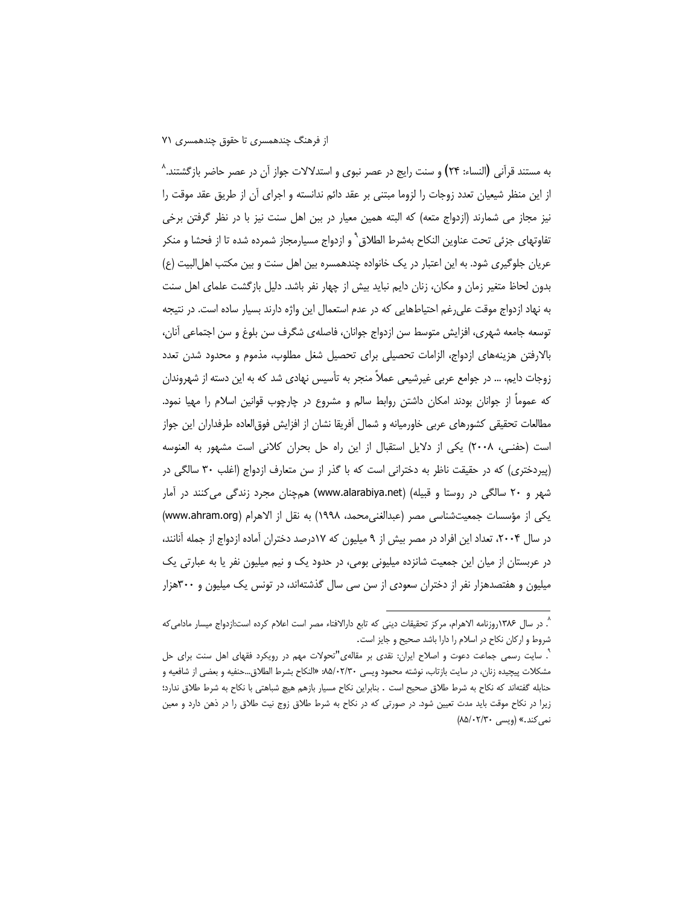به مستند قرآنی (النساء: ۲۴) و سنت رایج در عصر نبوی و استدلالات جواز آن در عصر حاضر بازگشتند.[۸] از این منظر شیعیان تعدد زوجات را لزوما مبتنی بر عقد دائم ندانسته و اجرای آن از طریق عقد موقت را نیز مجاز می شمارند (ازدواج متعه) که البته همین معیار در بین اهل سنت نیز با در نظر گرفتن برخی تفاوتهای جزئی تحت عناوین النکاح بەشرط الطلاق[۹] و ازدواج مسیارمجاز شمرده شده تا از فحشا و منکر عریان جلوگیری شود. به این اعتبار در یک خانواده چندهمسره بین اهل سنت و بین مکتب اهل‌البیت (ع) بدون لحاظ متغیر زمان و مکان، زنان دایم نباید بیش از چهار نفر باشد. دلیل بازگشت علمای اهل سنت به نهاد ازدواج موقت علی‌رغم احتیاطهایی که در عدم استعمال این واژه دارند بسیار ساده است. در نتیجه توسعه جامعه شهری، افزایش متوسط سن ازدواج جوانان، فاصله‌ی شگرف سن بلوغ و سن اجتماعی آنان، بالارفتن هزینه‌های ازدواج، الزامات تحصیلی برای تحصیل شغل مطلوب، مذموم و محدود شدن تعدد زوجات دایم، ... در جوامع عربی غیرشیعی عملاً منجر به تأسیس نهادی شد که به این دسته از شهروندان که عموماً از جوانان بودند امکان داشتن روابط سالم و مشروع در چارچوب قوانین اسلام را مهیا نمود. مطالعات تحقیقی کشورهای عربی خاورمیانه و شمال آفریقا نشان از افزایش فوق‌العاده طرفداران این جواز است (حفنـی، ۲۰۰۸) یکی از دلایل استقبال از این راه حل بحران کلانی است مشهور به العنوسه (پیردختری) که در حقیقت ناظر به دخترانی است که با گذر از سن متعارف ازدواج (اغلب ۳۰ سالگی در شهر و ۲۰ سالگی در روستا و قبیله) (www.alarabiya.net) هم‌چنان مجرد زندگی می‌کنند در آمار یکی از مؤسسات جمعیت‌شناسی مصر (عبدالغنی‌محمد، ۱۹۹۸) به نقل از الاهرام (www.ahram.org) در سال ۲۰۰۴، تعداد این افراد در مصر بیش از ۹ میلیون که ۱۷درصد دختران آماده ازدواج از جمله آنانند، در عربستان از میان این جمعیت شانزده میلیونی بومی، در حدود یک و نیم میلیون نفر یا به عبارتی یک میلیون و هفتصدهزار نفر از دختران سعودی از سن سی سال گذشته‌اند، در تونس یک میلیون و ۳۰۰هزار

---

[۸]. در سال ۱۳۸۶روزنامه الاهرام، مرکز تحقیقات دینی که تابع دارالافتاء مصر است اعلام کرده است:ازدواج میسار مادامی‌که شروط و ارکان نکاح در اسلام را دارا باشد صحیح و جایز است.

[۹]. سایت رسمی جماعت دعوت و اصلاح ایران: نقدی بر مقاله‌ی"تحولات مهم در رویکرد فقهای اهل سنت برای حل مشکلات پیچیده زنان، در سایت بازتاب، نوشته محمود ویسی ۸۵/۰۲/۳۰: «النکاح بشرط الطلاق...حنفیه و بعضی از شافعیه و حنابله گفته‌اند که نکاح به شرط طلاق صحیح است . بنابراین نکاح مسیار بازهم هیچ شباهتی با نکاح به شرط طلاق ندارد؛ زیرا در نکاح موقت باید مدت تعیین شود. در صورتی که در نکاح به شرط طلاق زوج نیت طلاق را در ذهن دارد و معین نمی‌کند.» (ویسی ۸۵/۰۲/۳۰)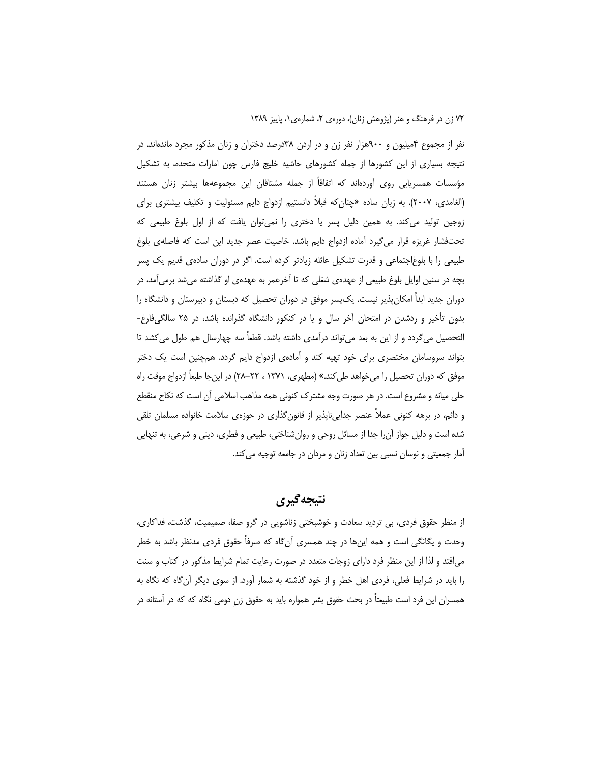نفر از مجموع ۴میلیون و ۹۰۰هزار نفر زن و در اردن ۳۸درصد دختران و زنان مذکور مجرد مانده‌اند. در نتیجه بسیاری از این کشورها از جمله کشورهای حاشیه خلیج فارس چون امارات متحده، به تشکیل مؤسسات همسریابی روی آورده‌اند که اتفاقاً از جمله مشتاقان این مجموعه‌ها بیشتر زنان هستند (الغامدی، ۲۰۰۷). به زبان ساده «چنان‌که قبلاً دانستیم ازدواج دایم مسئولیت و تکلیف بیشتری برای زوجین تولید می‌کند. به همین دلیل پسر یا دختری را نمی‌توان یافت که از اول بلوغ طبیعی که تحت‌فشار غریزه قرار می‌گیرد آماده ازدواج دایم باشد. خاصیت عصر جدید این است که فاصله‌ی بلوغ طبیعی را با بلوغ‌اجتماعی و قدرت تشکیل عائله زیادتر کرده است. اگر در دوران ساده‌ی قدیم یک پسر بچه در سنین اوایل بلوغ طبیعی از عهده‌ی شغلی که تا آخرعمر به عهده‌ی او گذاشته می‌شد برمی‌آمد، در دوران جدید ابداً امکان‌پذیر نیست. یک‌پسر موفق در دوران تحصیل که دبستان و دبیرستان و دانشگاه را بدون تأخیر و ردشدن در امتحان آخر سال و یا در کنکور دانشگاه گذرانده باشد، در ۲۵ سالگی‌فارغ‌التحصیل می‌گردد و از این به بعد می‌تواند درآمدی داشته باشد. قطعاً سه چهارسال هم طول می‌کشد تا بتواند سروسامان مختصری برای خود تهیه کند و آماده‌ی ازدواج دایم گردد. همچنین است یک دختر موفق که دوران تحصیل را می‌خواهد طی‌کند.» (مطهری، ۱۳۷۱ ، ۲۲–۲۸) در این‌جا طبعاً ازدواج موقت راه حلی میانه و مشروع است. در هر صورت وجه مشترک کنونی همه مذاهب اسلامی آن است که نکاح منقطع و دائم، در برهه کنونی عملاً عنصر جدایی‌ناپذیر از قانون‌گذاری در حوزه‌ی سلامت خانواده مسلمان تلقی شده است و دلیل جواز آن‌را جدا از مسائل روحی و روان‌شناختی، طبیعی و فطری، دینی و شرعی، به تنهایی آمار جمعیتی و نوسان نسبی بین تعداد زنان و مردان در جامعه توجیه می‌کند.

## نتیجه‌گیری

از منظر حقوق فردی، بی تردید سعادت و خوشبختی زناشویی در گرو صفا، صمیمیت، گذشت، فداکاری، وحدت و یگانگی است و همه این‌ها در چند همسری آن‌گاه که صرفاً حقوق فردی مدنظر باشد به خطر می‌افتد و لذا از این منظر فرد دارای زوجات متعدد در صورت رعایت تمام شرایط مذکور در کتاب و سنت را باید در شرایط فعلی، فردی اهل خطر و از خود گذشته به شمار آورد. از سوی دیگر آن‌گاه که نگاه به همسران این فرد است طبیعتاً در بحث حقوق بشر همواره باید به حقوق زنِ دومی نگاه که که در آستانه در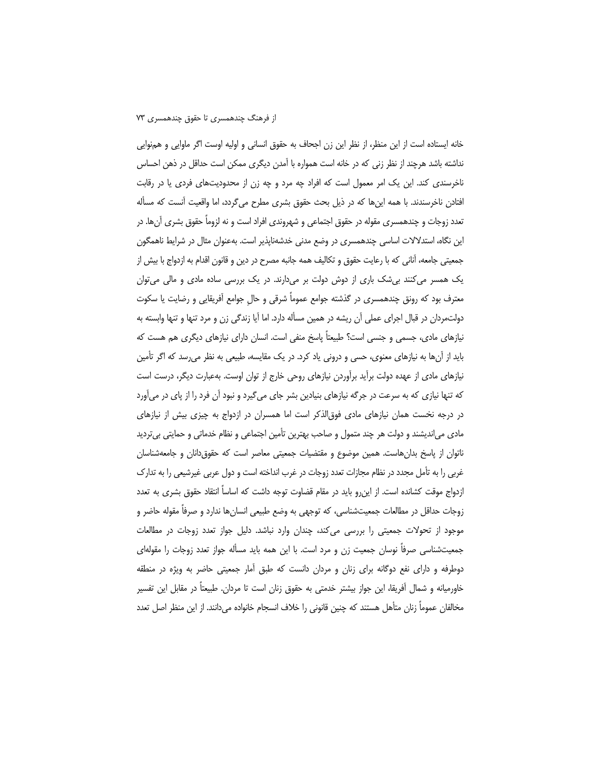خانه ایستاده است از این منظر، از نظر این زن اجحاف به حقوق انسانی و اولیه اوست اگر ماوایی و هم‌نوایی نداشته باشد هرچند از نظر زنی که در خانه است همواره با آمدن دیگری ممکن است حداقل در ذهن احساس ناخرسندی کند. این یک امر معمول است که افراد چه مرد و چه زن از محدودیت‌های فردی یا در رقابت افتادن ناخرسندند. با همه این‌ها که در ذیل بحث حقوق بشری مطرح می‌گردد، اما واقعیت آنست که مسأله تعدد زوجات و چندهمسری مقوله در حقوق اجتماعی و شهروندی افراد است و نه لزوماً حقوق بشری آن‌ها. در این نگاه، استدلالات اساسی چندهمسری در وضع مدنی خدشه‌ناپذیر است. به‌عنوان مثال در شرایط ناهمگون جمعیتی جامعه، آنانی که با رعایت حقوق و تکالیف همه جانبه مصرح در دین و قانون اقدام به ازدواج با بیش از یک همسر می‌کنند بی‌شک باری از دوش دولت بر می‌دارند. در یک بررسی ساده مادی و مالی می‌توان معترف بود که رونق چندهمسری در گذشته جوامع عموماً شرقی و حالِ جوامع آفریقایی و رضایت یا سکوت دولت‌مردان در قبال اجرای عملی آن ریشه در همین مسأله دارد. اما آیا زندگی زن و مرد تنها و تنها وابسته به نیازهای مادی، جسمی و جنسی است؟ طبیعتاً پاسخ منفی است. انسان دارای نیازهای دیگری هم هست که باید از آن‌ها به نیازهای معنوی، حسی و درونی یاد کرد. در یک مقایسه، طبیعی به نظر می‌رسد که اگر تأمین نیازهای مادی از عهده دولت برآید برآوردن نیازهای روحی خارج از توان اوست. به‌عبارت دیگر، درست است که تنها نیازی که به سرعت در جرگه نیازهای بنیادین بشر جای می‌گیرد و نبود آن فرد را از پای در می‌آورد در درجه نخست همان نیازهای مادی فوق‌الذکر است اما همسران در ازدواج به چیزی بیش از نیازهای مادی می‌اندیشند و دولت هر چند متمول و صاحب بهترین تأمین اجتماعی و نظام خدماتی و حمایتی بی‌تردید ناتوان از پاسخ بدان‌هاست. همین موضوع و مقتضیات جمعیتی معاصر است که حقوق‌دانان و جامعه‌شناسان غربی را به تأمل مجدد در نظام مجازات تعدد زوجات در غرب انداخته است و دول عربی غیرشیعی را به تدارک ازدواج موقت کشانده است. از این‌رو باید در مقام قضاوت توجه داشت که اساساً انتقاد حقوق بشری به تعدد زوجات حداقل در مطالعات جمعیت‌شناسی، که توجهی به وضع طبیعی انسان‌ها ندارد و صرفاً مقوله حاضر و موجود از تحولات جمعیتی را بررسی می‌کند، چندان وارد نباشد. دلیل جواز تعدد زوجات در مطالعات جمعیت‌شناسی صرفاً نوسان جمعیت زن و مرد است. با این همه باید مسأله جواز تعدد زوجات را مقوله‌ای دوطرفه و دارای نفع دوگانه برای زنان و مردان دانست که طبق آمار جمعیتی حاضر به ویژه در منطقه خاورمیانه و شمال آفریقا، این جواز بیشتر خدمتی به حقوق زنان است تا مردان. طبیعتاً در مقابل این تفسیر مخالفان عموماً زنان متأهل هستند که چنین قانونی را خلاف انسجام خانواده می‌دانند. از این منظر اصل تعدد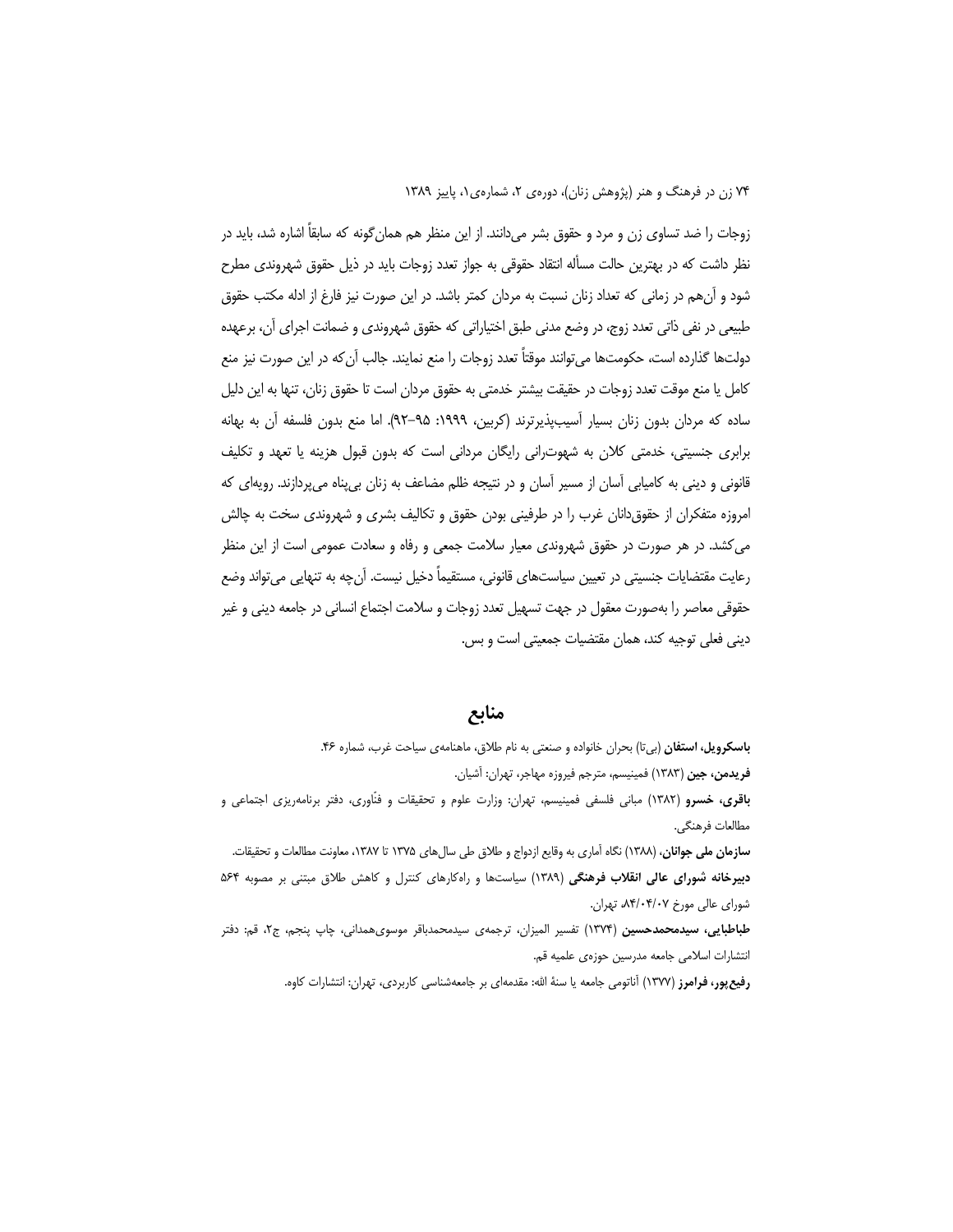زوجات را ضد تساوی زن و مرد و حقوق بشر می‌دانند. از این منظر هم همان‌گونه که سابقاً اشاره شد، باید در نظر داشت که در بهترین حالت مسأله انتقاد حقوقی به جواز تعدد زوجات باید در ذیل حقوق شهروندی مطرح شود و آن‌هم در زمانی که تعداد زنان نسبت به مردان کمتر باشد. در این صورت نیز فارغ از ادله مکتب حقوق طبیعی در نفی ذاتی تعدد زوج، در وضع مدنی طبق اختیاراتی که حقوق شهروندی و ضمانت اجرای آن، برعهده دولت‌ها گذارده است، حکومت‌ها می‌توانند موقتاً تعدد زوجات را منع نمایند. جالب آن‌که در این صورت نیز منع کامل یا منع موقت تعدد زوجات در حقیقت بیشتر خدمتی به حقوق مردان است تا حقوق زنان، تنها به این دلیل ساده که مردان بدون زنان بسیار آسیب‌پذیرترند (کربین، ۱۹۹۹: ۹۵-۹۲). اما منع بدون فلسفه آن به بهانه برابری جنسیتی، خدمتی کلان به شهوترانی رایگان مردانی است که بدون قبول هزینه یا تعهد و تکلیف قانونی و دینی به کامیابی آسان از مسیر آسان و در نتیجه ظلم مضاعف به زنان بی‌پناه می‌پردازند. رویه‌ای که امروزه متفکران از حقوق‌دانان غرب را در طرفینی بودن حقوق و تکالیف بشری و شهروندی سخت به چالش می‌کشد. در هر صورت در حقوق شهروندی معیار سلامت جمعی و رفاه و سعادت عمومی است از این منظر رعایت مقتضایات جنسیتی در تعیین سیاست‌های قانونی، مستقیماً دخیل نیست. آن‌چه به تنهایی می‌تواند وضع حقوقی معاصر را به‌صورت معقول در جهت تسهیل تعدد زوجات و سلامت اجتماع انسانی در جامعه دینی و غیر دینی فعلی توجیه کند، همان مقتضیات جمعیتی است و بس.

## منابع

**باسکرویل، استفان** (بی‌تا) بحران خانواده و صنعتی به نام طلاق، ماهنامه‌ی سیاحت غرب، شماره ۴۶.

**فریدمن، جین** (۱۳۸۳) فمینیسم، مترجم فیروزه مهاجر، تهران: آشیان.

**باقری، خسرو** (۱۳۸۲) مبانی فلسفی فمینیسم، تهران: وزارت علوم و تحقیقات و فنّاوری، دفتر برنامه‌ریزی اجتماعی و مطالعات فرهنگی.

**سازمان ملی جوانان**، (۱۳۸۸) نگاه آماری به وقایع ازدواج و طلاق طی سال‌های ۱۳۷۵ تا ۱۳۸۷، معاونت مطالعات و تحقیقات.

**دبیرخانه شورای عالی انقلاب فرهنگی** (۱۳۸۹) سیاست‌ها و راه‌کارهای کنترل و کاهش طلاق مبتنی بر مصوبه ۵۶۴ شورای عالی مورخ ۸۴/۰۴/۰۷، تهران.

**طباطبایی، سیدمحمدحسین** (۱۳۷۴) تفسیر المیزان، ترجمه‌ی سیدمحمدباقر موسوی‌همدانی، چاپ پنجم، ج۲، قم: دفتر انتشارات اسلامی جامعه مدرسین حوزه‌ی علمیه قم.

**رفیع‌پور، فرامرز** (۱۳۷۷) آناتومی جامعه یا سنهٔ الله: مقدمه‌ای بر جامعه‌شناسی کاربردی، تهران: انتشارات کاوه.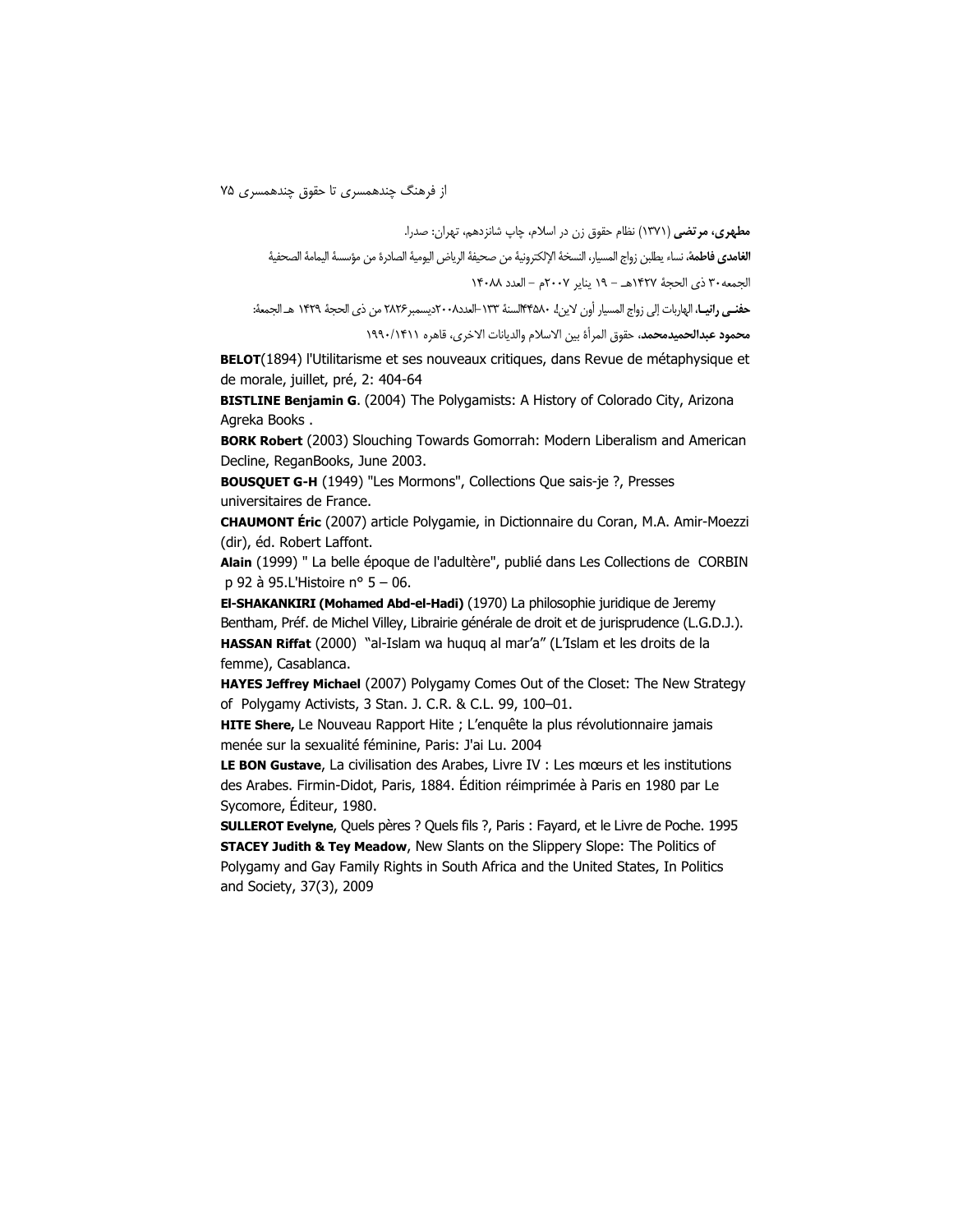**مطهری، مرتضی** (۱۳۷۱) نظام حقوق زن در اسلام، چاپ شانزدهم، تهران: صدرا.

**الغامدی فاطمة**، نساء یطلبن زواج المسیار، النسخة الإلکترونیة من صحیفة الریاض الیومیة الصادرة من مؤسسة الیمامة الصحفیة الجمعه ۳۰ ذی الحجة ۱۴۲۷هـ – ۱۹ ینایر ۲۰۰۷م – العدد ۱۴۰۸۸

**حفنــی رانیــا**، الهاربات إلی زواج المسیار أون لاین!، ۴۴۵۸۰السنة ۱۳۳–العدد۲۰۰۸دیسمبر۲۸۲۶ من ذی الحجة ۱۴۲۹ هـ الجمعة؛

**محمود عبدالحمیدمحمد**، حقوق المرأة بین الاسلام والدیانات الاخری، قاهره ۱۹۹۰/۱۴۱۱

**BELOT**(1894) l'Utilitarisme et ses nouveaux critiques, dans Revue de métaphysique et de morale, juillet, pré, 2: 404-64

**BISTLINE Benjamin G**. (2004) The Polygamists: A History of Colorado City, Arizona Agreka Books .

**BORK Robert** (2003) Slouching Towards Gomorrah: Modern Liberalism and American Decline, ReganBooks, June 2003.

**BOUSQUET G-H** (1949) "Les Mormons", Collections Que sais-je ?, Presses universitaires de France.

**CHAUMONT Éric** (2007) article Polygamie, in Dictionnaire du Coran, M.A. Amir-Moezzi (dir), éd. Robert Laffont.

**Alain** (1999) " La belle époque de l'adultère", publié dans Les Collections de CORBIN p 92 à 95.L'Histoire n° 5 – 06.

**El-SHAKANKIRI (Mohamed Abd-el-Hadi)** (1970) La philosophie juridique de Jeremy Bentham, Préf. de Michel Villey, Librairie générale de droit et de jurisprudence (L.G.D.J.).

**HASSAN Riffat** (2000) "al-Islam wa huquq al mar'a" (L'Islam et les droits de la femme), Casablanca.

**HAYES Jeffrey Michael** (2007) Polygamy Comes Out of the Closet: The New Strategy of Polygamy Activists, 3 Stan. J. C.R. & C.L. 99, 100–01.

**HITE Shere,** Le Nouveau Rapport Hite ; L'enquête la plus révolutionnaire jamais menée sur la sexualité féminine, Paris: J'ai Lu. 2004

**LE BON Gustave**, La civilisation des Arabes, Livre IV : Les mœurs et les institutions des Arabes. Firmin-Didot, Paris, 1884. Édition réimprimée à Paris en 1980 par Le Sycomore, Éditeur, 1980.

**SULLEROT Evelyne**, Quels pères ? Quels fils ?, Paris : Fayard, et le Livre de Poche. 1995

**STACEY Judith & Tey Meadow**, New Slants on the Slippery Slope: The Politics of Polygamy and Gay Family Rights in South Africa and the United States, In Politics and Society, 37(3), 2009